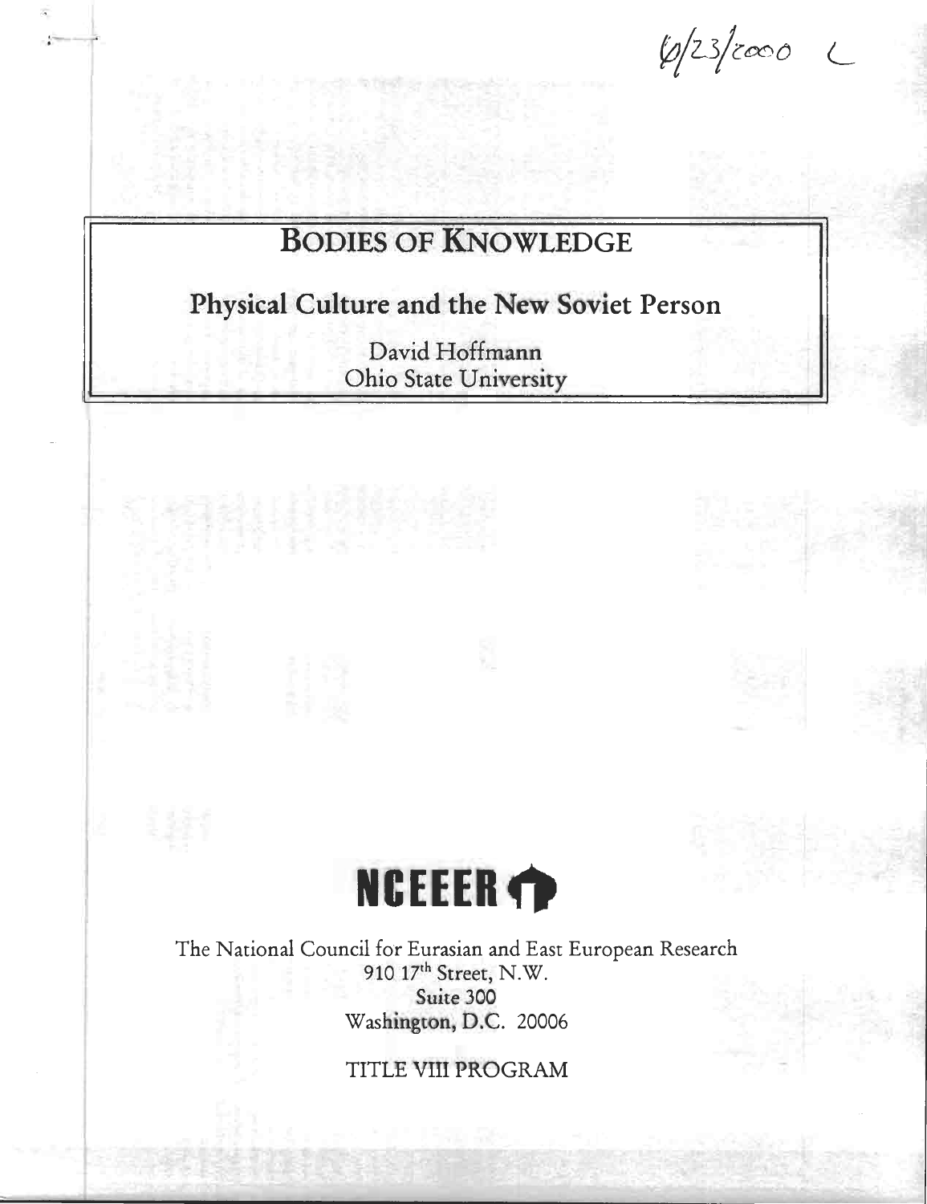6/23/2000 L

# BODIES OF KNOWLEDGE

## Physical Culture and the New Soviet Person

David Hoffmann
Ohio State University

**NCEEER**

The National Council for Eurasian and East European Research
910 17th Street, N.W.
Suite 300
Washington, D.C. 20006

TITLE VIII PROGRAM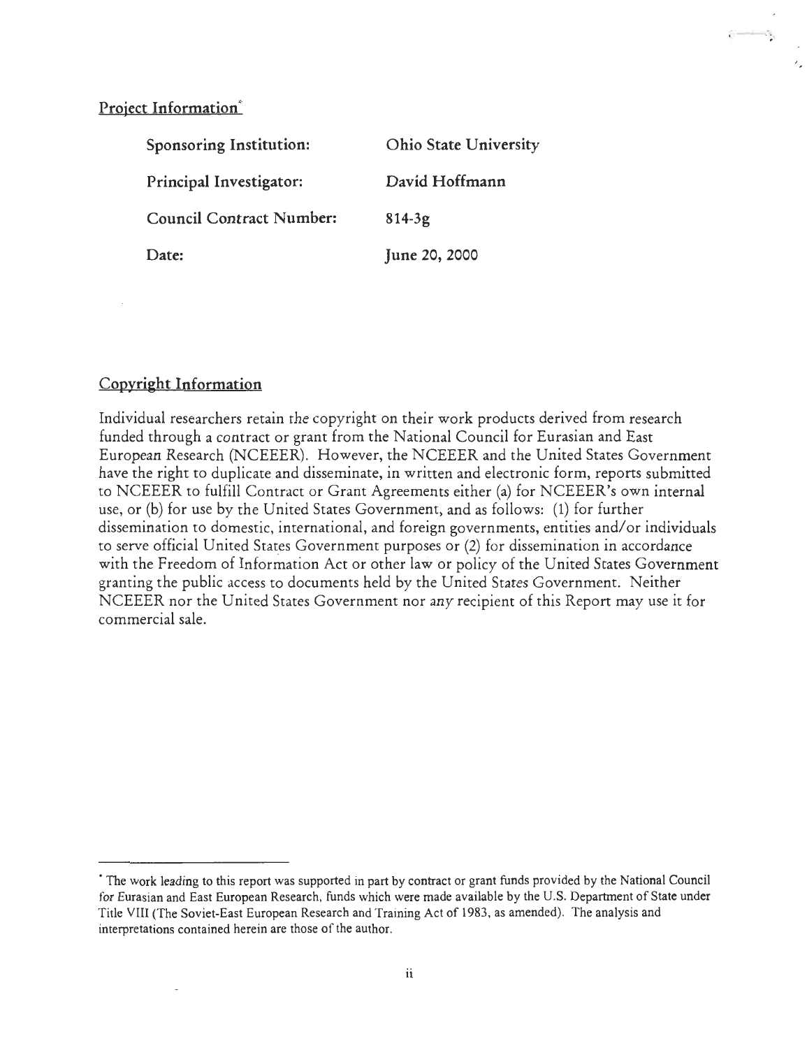## Project Information[*]

| | |
|---|---|
| Sponsoring Institution: | Ohio State University |
| Principal Investigator: | David Hoffmann |
| Council Contract Number: | 814-3g |
| Date: | June 20, 2000 |

## Copyright Information

Individual researchers retain the copyright on their work products derived from research funded through a contract or grant from the National Council for Eurasian and East European Research (NCEEER). However, the NCEEER and the United States Government have the right to duplicate and disseminate, in written and electronic form, reports submitted to NCEEER to fulfill Contract or Grant Agreements either (a) for NCEEER's own internal use, or (b) for use by the United States Government, and as follows: (1) for further dissemination to domestic, international, and foreign governments, entities and/or individuals to serve official United States Government purposes or (2) for dissemination in accordance with the Freedom of Information Act or other law or policy of the United States Government granting the public access to documents held by the United States Government. Neither NCEEER nor the United States Government nor any recipient of this Report may use it for commercial sale.

---

[*] The work leading to this report was supported in part by contract or grant funds provided by the National Council for Eurasian and East European Research, funds which were made available by the U.S. Department of State under Title VIII (The Soviet-East European Research and Training Act of 1983, as amended). The analysis and interpretations contained herein are those of the author.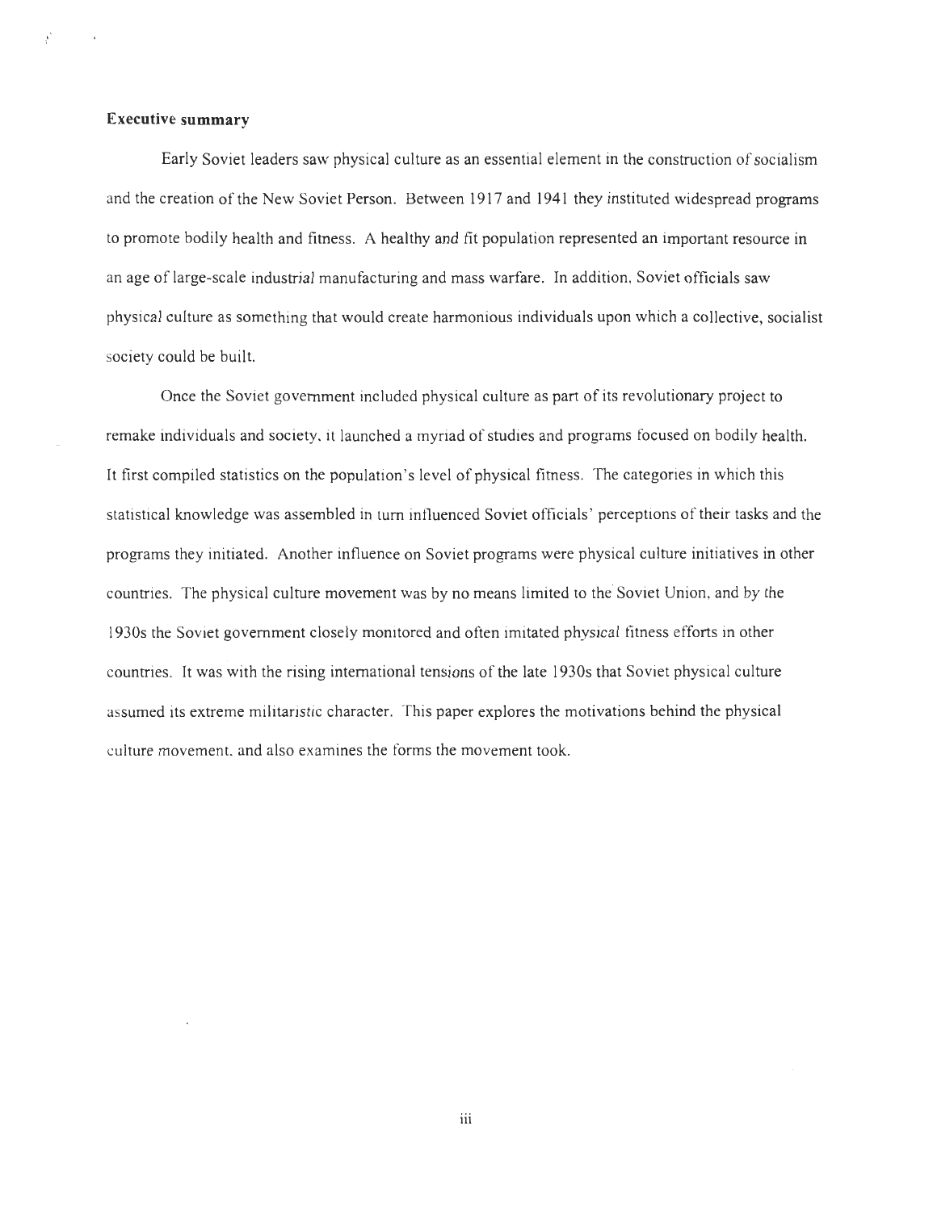**Executive summary**

Early Soviet leaders saw physical culture as an essential element in the construction of socialism and the creation of the New Soviet Person. Between 1917 and 1941 they instituted widespread programs to promote bodily health and fitness. A healthy and fit population represented an important resource in an age of large-scale industrial manufacturing and mass warfare. In addition, Soviet officials saw physical culture as something that would create harmonious individuals upon which a collective, socialist society could be built.

Once the Soviet government included physical culture as part of its revolutionary project to remake individuals and society, it launched a myriad of studies and programs focused on bodily health. It first compiled statistics on the population's level of physical fitness. The categories in which this statistical knowledge was assembled in turn influenced Soviet officials' perceptions of their tasks and the programs they initiated. Another influence on Soviet programs were physical culture initiatives in other countries. The physical culture movement was by no means limited to the Soviet Union, and by the 1930s the Soviet government closely monitored and often imitated physical fitness efforts in other countries. It was with the rising international tensions of the late 1930s that Soviet physical culture assumed its extreme militaristic character. This paper explores the motivations behind the physical culture movement, and also examines the forms the movement took.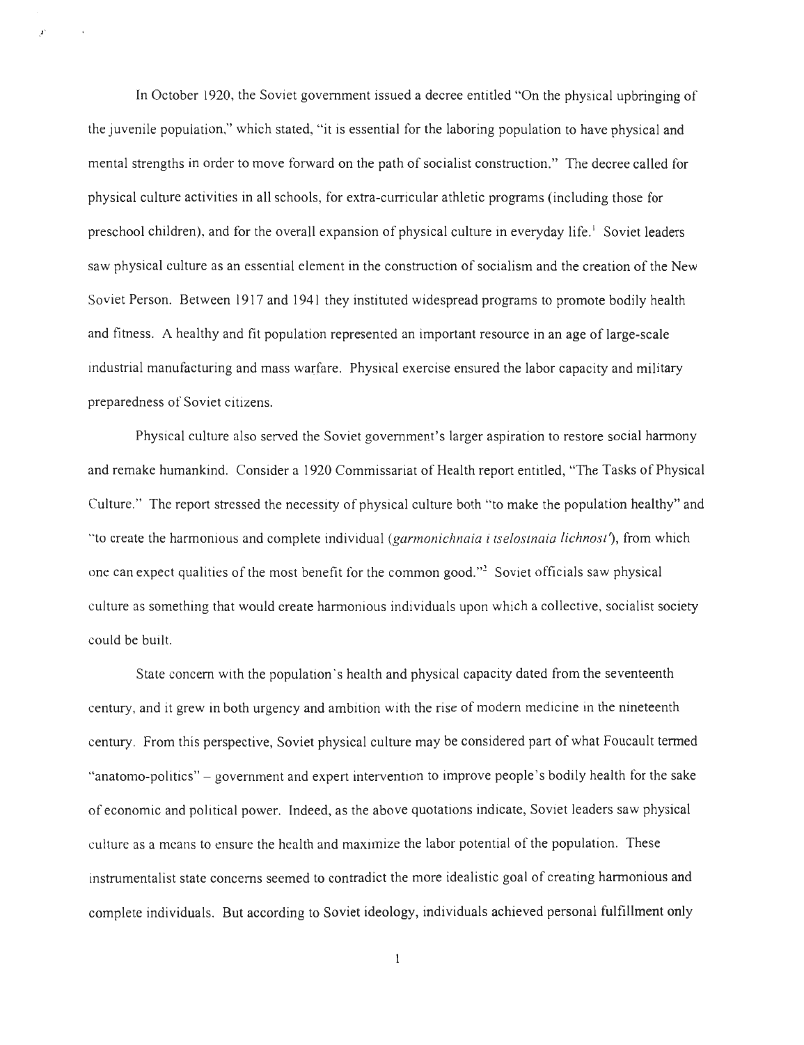In October 1920, the Soviet government issued a decree entitled "On the physical upbringing of the juvenile population," which stated, "it is essential for the laboring population to have physical and mental strengths in order to move forward on the path of socialist construction." The decree called for physical culture activities in all schools, for extra-curricular athletic programs (including those for preschool children), and for the overall expansion of physical culture in everyday life.[1] Soviet leaders saw physical culture as an essential element in the construction of socialism and the creation of the New Soviet Person. Between 1917 and 1941 they instituted widespread programs to promote bodily health and fitness. A healthy and fit population represented an important resource in an age of large-scale industrial manufacturing and mass warfare. Physical exercise ensured the labor capacity and military preparedness of Soviet citizens.

Physical culture also served the Soviet government's larger aspiration to restore social harmony and remake humankind. Consider a 1920 Commissariat of Health report entitled, "The Tasks of Physical Culture." The report stressed the necessity of physical culture both "to make the population healthy" and "to create the harmonious and complete individual (*garmonichnaia i tselostnaia lichnost'*), from which one can expect qualities of the most benefit for the common good."[2] Soviet officials saw physical culture as something that would create harmonious individuals upon which a collective, socialist society could be built.

State concern with the population's health and physical capacity dated from the seventeenth century, and it grew in both urgency and ambition with the rise of modern medicine in the nineteenth century. From this perspective, Soviet physical culture may be considered part of what Foucault termed "anatomo-politics" – government and expert intervention to improve people's bodily health for the sake of economic and political power. Indeed, as the above quotations indicate, Soviet leaders saw physical culture as a means to ensure the health and maximize the labor potential of the population. These instrumentalist state concerns seemed to contradict the more idealistic goal of creating harmonious and complete individuals. But according to Soviet ideology, individuals achieved personal fulfillment only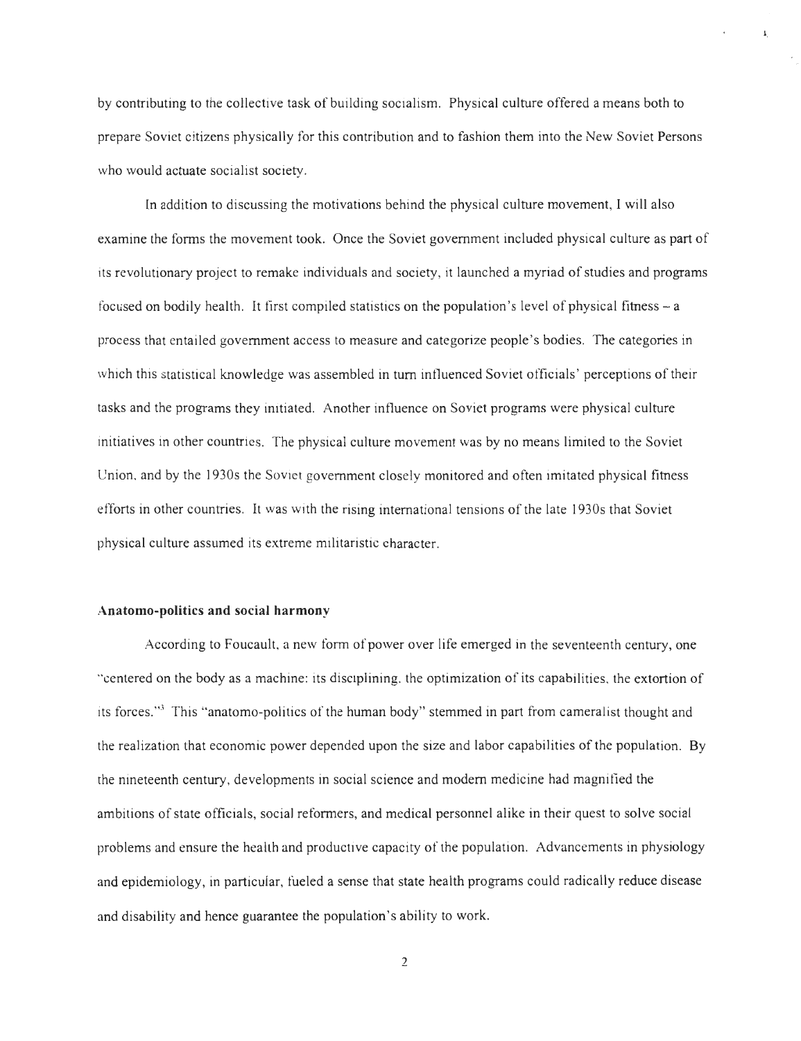by contributing to the collective task of building socialism. Physical culture offered a means both to prepare Soviet citizens physically for this contribution and to fashion them into the New Soviet Persons who would actuate socialist society.

In addition to discussing the motivations behind the physical culture movement, I will also examine the forms the movement took. Once the Soviet government included physical culture as part of its revolutionary project to remake individuals and society, it launched a myriad of studies and programs focused on bodily health. It first compiled statistics on the population's level of physical fitness – a process that entailed government access to measure and categorize people's bodies. The categories in which this statistical knowledge was assembled in turn influenced Soviet officials' perceptions of their tasks and the programs they initiated. Another influence on Soviet programs were physical culture initiatives in other countries. The physical culture movement was by no means limited to the Soviet Union, and by the 1930s the Soviet government closely monitored and often imitated physical fitness efforts in other countries. It was with the rising international tensions of the late 1930s that Soviet physical culture assumed its extreme militaristic character.

### Anatomo-politics and social harmony

According to Foucault, a new form of power over life emerged in the seventeenth century, one "centered on the body as a machine: its disciplining, the optimization of its capabilities, the extortion of its forces."[3] This "anatomo-politics of the human body" stemmed in part from cameralist thought and the realization that economic power depended upon the size and labor capabilities of the population. By the nineteenth century, developments in social science and modern medicine had magnified the ambitions of state officials, social reformers, and medical personnel alike in their quest to solve social problems and ensure the health and productive capacity of the population. Advancements in physiology and epidemiology, in particular, fueled a sense that state health programs could radically reduce disease and disability and hence guarantee the population's ability to work.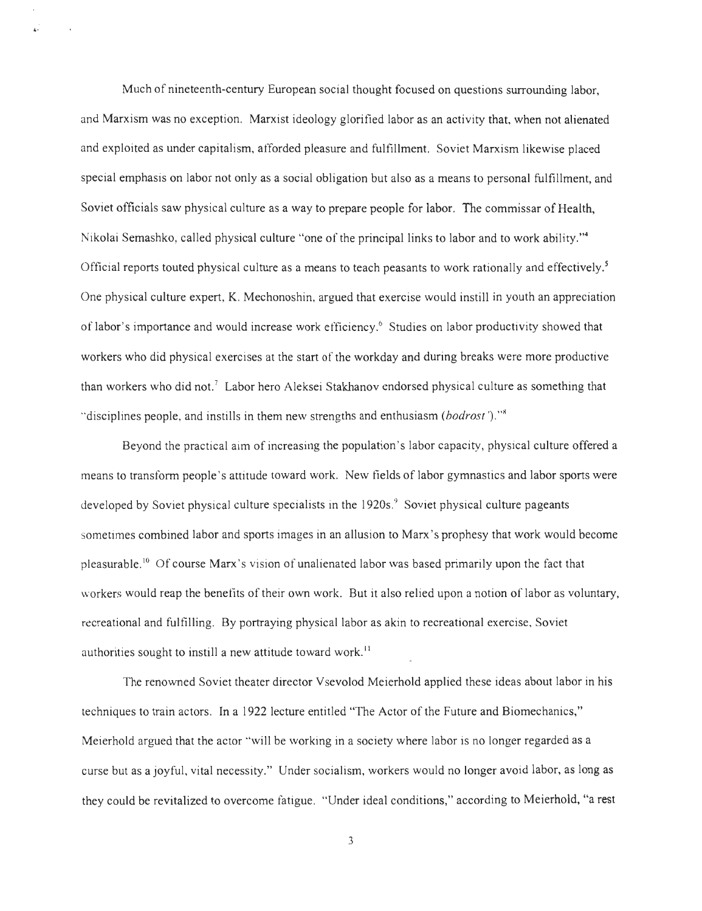Much of nineteenth-century European social thought focused on questions surrounding labor, and Marxism was no exception. Marxist ideology glorified labor as an activity that, when not alienated and exploited as under capitalism, afforded pleasure and fulfillment. Soviet Marxism likewise placed special emphasis on labor not only as a social obligation but also as a means to personal fulfillment, and Soviet officials saw physical culture as a way to prepare people for labor. The commissar of Health, Nikolai Semashko, called physical culture "one of the principal links to labor and to work ability."[4] Official reports touted physical culture as a means to teach peasants to work rationally and effectively.[5] One physical culture expert, K. Mechonoshin, argued that exercise would instill in youth an appreciation of labor's importance and would increase work efficiency.[6] Studies on labor productivity showed that workers who did physical exercises at the start of the workday and during breaks were more productive than workers who did not.[7] Labor hero Aleksei Stakhanov endorsed physical culture as something that "disciplines people, and instills in them new strengths and enthusiasm (*bodrost'*)."[8]

Beyond the practical aim of increasing the population's labor capacity, physical culture offered a means to transform people's attitude toward work. New fields of labor gymnastics and labor sports were developed by Soviet physical culture specialists in the 1920s.[9] Soviet physical culture pageants sometimes combined labor and sports images in an allusion to Marx's prophesy that work would become pleasurable.[10] Of course Marx's vision of unalienated labor was based primarily upon the fact that workers would reap the benefits of their own work. But it also relied upon a notion of labor as voluntary, recreational and fulfilling. By portraying physical labor as akin to recreational exercise, Soviet authorities sought to instill a new attitude toward work.[11]

The renowned Soviet theater director Vsevolod Meierhold applied these ideas about labor in his techniques to train actors. In a 1922 lecture entitled "The Actor of the Future and Biomechanics," Meierhold argued that the actor "will be working in a society where labor is no longer regarded as a curse but as a joyful, vital necessity." Under socialism, workers would no longer avoid labor, as long as they could be revitalized to overcome fatigue. "Under ideal conditions," according to Meierhold, "a rest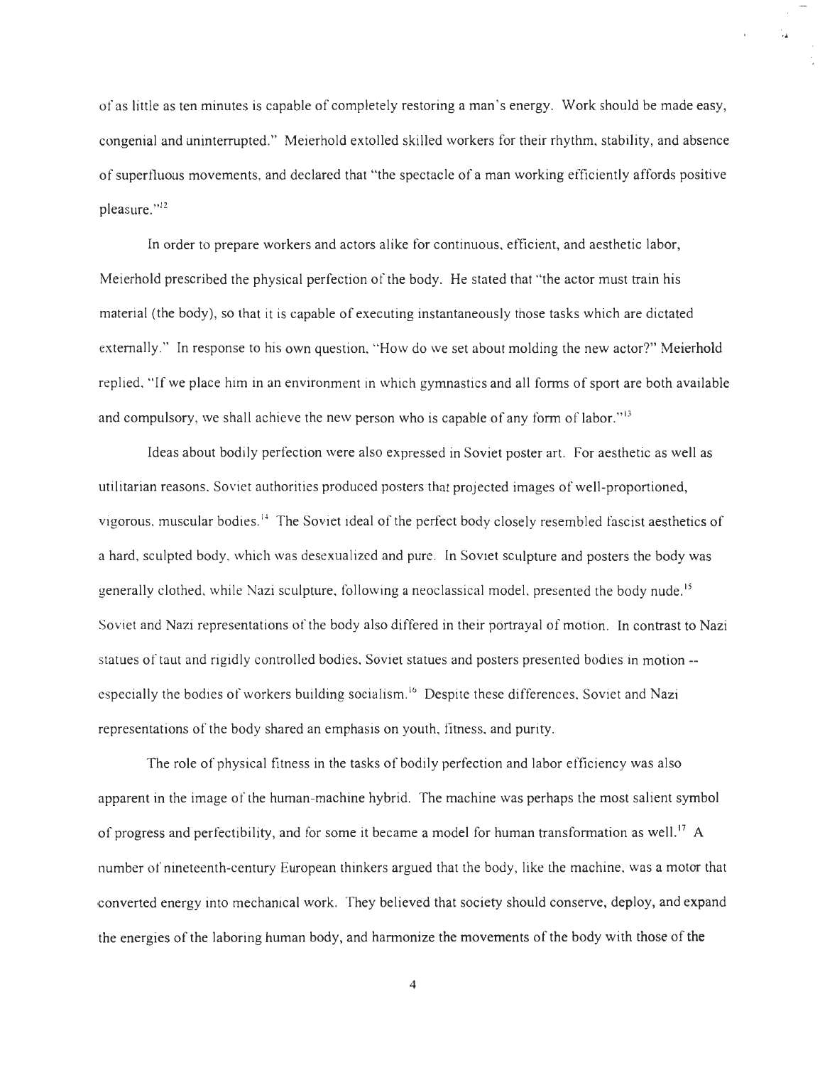of as little as ten minutes is capable of completely restoring a man's energy. Work should be made easy, congenial and uninterrupted." Meierhold extolled skilled workers for their rhythm, stability, and absence of superfluous movements, and declared that "the spectacle of a man working efficiently affords positive pleasure."[12]

In order to prepare workers and actors alike for continuous, efficient, and aesthetic labor, Meierhold prescribed the physical perfection of the body. He stated that "the actor must train his material (the body), so that it is capable of executing instantaneously those tasks which are dictated externally." In response to his own question, "How do we set about molding the new actor?" Meierhold replied, "If we place him in an environment in which gymnastics and all forms of sport are both available and compulsory, we shall achieve the new person who is capable of any form of labor."[13]

Ideas about bodily perfection were also expressed in Soviet poster art. For aesthetic as well as utilitarian reasons, Soviet authorities produced posters that projected images of well-proportioned, vigorous, muscular bodies.[14] The Soviet ideal of the perfect body closely resembled fascist aesthetics of a hard, sculpted body, which was desexualized and pure. In Soviet sculpture and posters the body was generally clothed, while Nazi sculpture, following a neoclassical model, presented the body nude.[15] Soviet and Nazi representations of the body also differed in their portrayal of motion. In contrast to Nazi statues of taut and rigidly controlled bodies, Soviet statues and posters presented bodies in motion -- especially the bodies of workers building socialism.[16] Despite these differences, Soviet and Nazi representations of the body shared an emphasis on youth, fitness, and purity.

The role of physical fitness in the tasks of bodily perfection and labor efficiency was also apparent in the image of the human-machine hybrid. The machine was perhaps the most salient symbol of progress and perfectibility, and for some it became a model for human transformation as well.[17] A number of nineteenth-century European thinkers argued that the body, like the machine, was a motor that converted energy into mechanical work. They believed that society should conserve, deploy, and expand the energies of the laboring human body, and harmonize the movements of the body with those of the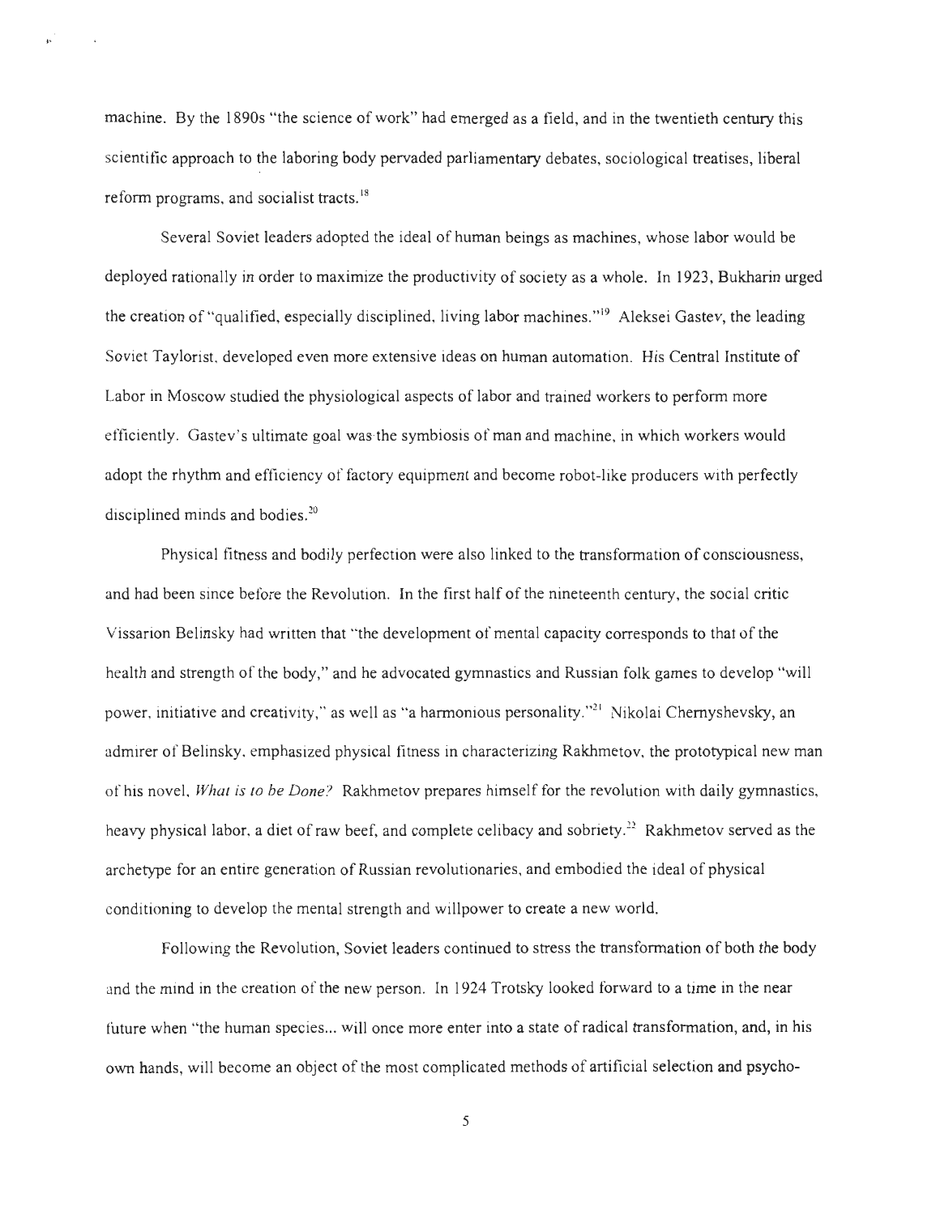machine. By the 1890s "the science of work" had emerged as a field, and in the twentieth century this scientific approach to the laboring body pervaded parliamentary debates, sociological treatises, liberal reform programs, and socialist tracts.[18]

Several Soviet leaders adopted the ideal of human beings as machines, whose labor would be deployed rationally in order to maximize the productivity of society as a whole. In 1923, Bukharin urged the creation of "qualified, especially disciplined, living labor machines."[19] Aleksei Gastev, the leading Soviet Taylorist, developed even more extensive ideas on human automation. His Central Institute of Labor in Moscow studied the physiological aspects of labor and trained workers to perform more efficiently. Gastev's ultimate goal was the symbiosis of man and machine, in which workers would adopt the rhythm and efficiency of factory equipment and become robot-like producers with perfectly disciplined minds and bodies.[20]

Physical fitness and bodily perfection were also linked to the transformation of consciousness, and had been since before the Revolution. In the first half of the nineteenth century, the social critic Vissarion Belinsky had written that "the development of mental capacity corresponds to that of the health and strength of the body," and he advocated gymnastics and Russian folk games to develop "will power, initiative and creativity," as well as "a harmonious personality."[21] Nikolai Chernyshevsky, an admirer of Belinsky, emphasized physical fitness in characterizing Rakhmetov, the prototypical new man of his novel, *What is to be Done?* Rakhmetov prepares himself for the revolution with daily gymnastics, heavy physical labor, a diet of raw beef, and complete celibacy and sobriety.[22] Rakhmetov served as the archetype for an entire generation of Russian revolutionaries, and embodied the ideal of physical conditioning to develop the mental strength and willpower to create a new world.

Following the Revolution, Soviet leaders continued to stress the transformation of both the body and the mind in the creation of the new person. In 1924 Trotsky looked forward to a time in the near future when "the human species... will once more enter into a state of radical transformation, and, in his own hands, will become an object of the most complicated methods of artificial selection and psycho-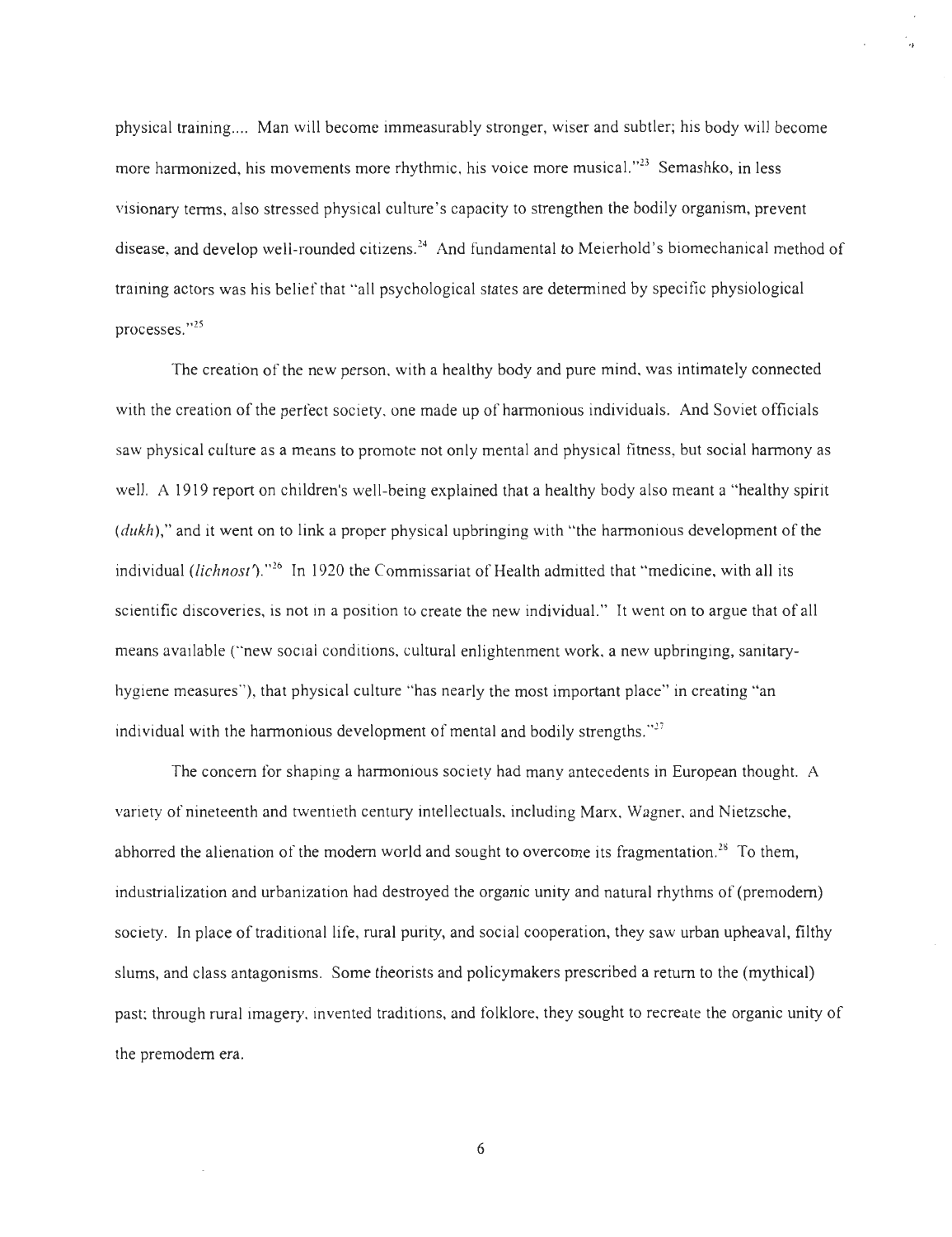physical training.... Man will become immeasurably stronger, wiser and subtler; his body will become more harmonized, his movements more rhythmic, his voice more musical."[23] Semashko, in less visionary terms, also stressed physical culture's capacity to strengthen the bodily organism, prevent disease, and develop well-rounded citizens.[24] And fundamental to Meierhold's biomechanical method of training actors was his belief that "all psychological states are determined by specific physiological processes."[25]

The creation of the new person, with a healthy body and pure mind, was intimately connected with the creation of the perfect society, one made up of harmonious individuals. And Soviet officials saw physical culture as a means to promote not only mental and physical fitness, but social harmony as well. A 1919 report on children's well-being explained that a healthy body also meant a "healthy spirit (*dukh*)," and it went on to link a proper physical upbringing with "the harmonious development of the individual (*lichnost'*)."[26] In 1920 the Commissariat of Health admitted that "medicine, with all its scientific discoveries, is not in a position to create the new individual." It went on to argue that of all means available ("new social conditions, cultural enlightenment work, a new upbringing, sanitary-hygiene measures"), that physical culture "has nearly the most important place" in creating "an individual with the harmonious development of mental and bodily strengths."[27]

The concern for shaping a harmonious society had many antecedents in European thought. A variety of nineteenth and twentieth century intellectuals, including Marx, Wagner, and Nietzsche, abhorred the alienation of the modern world and sought to overcome its fragmentation.[28] To them, industrialization and urbanization had destroyed the organic unity and natural rhythms of (premodern) society. In place of traditional life, rural purity, and social cooperation, they saw urban upheaval, filthy slums, and class antagonisms. Some theorists and policymakers prescribed a return to the (mythical) past; through rural imagery, invented traditions, and folklore, they sought to recreate the organic unity of the premodern era.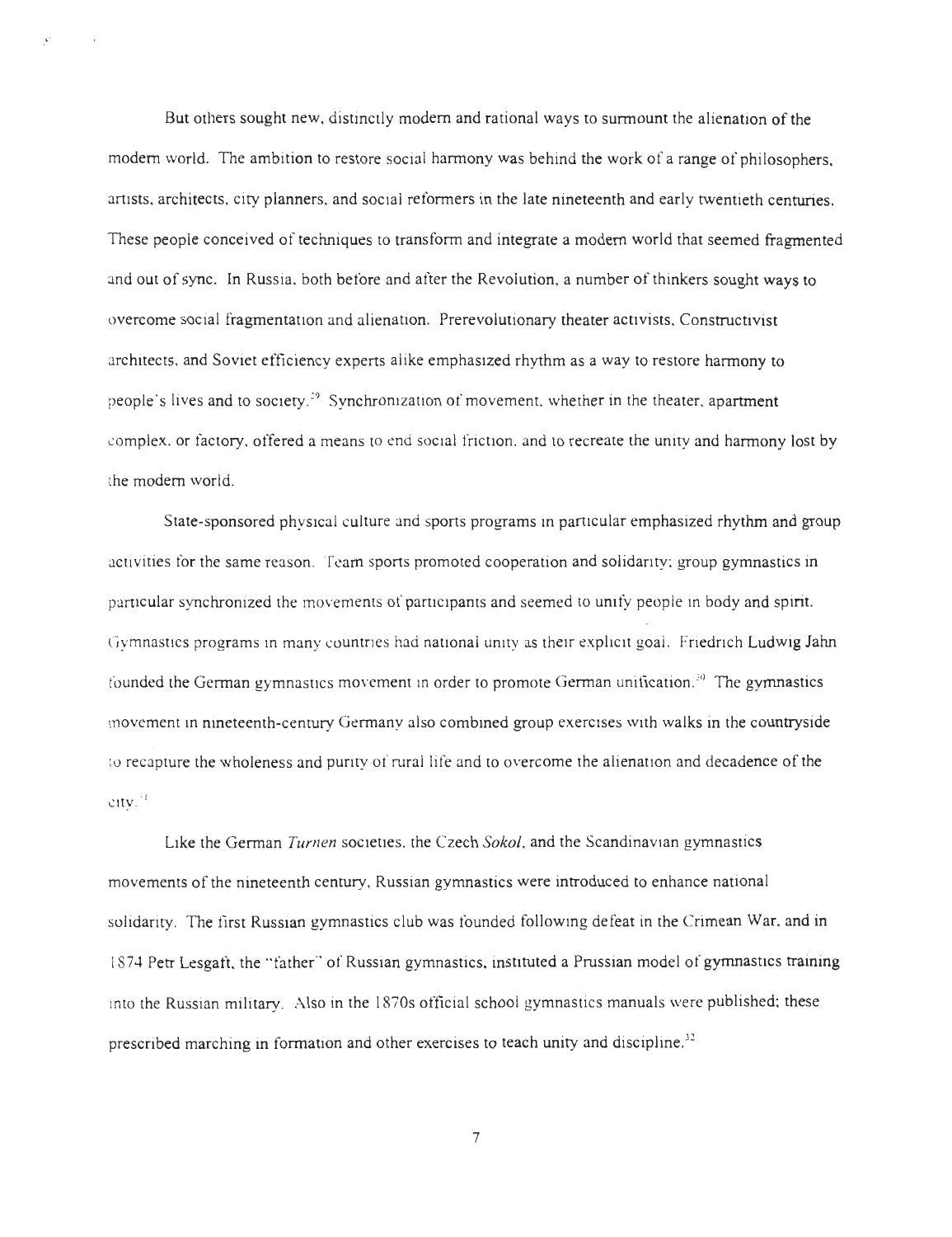But others sought new, distinctly modern and rational ways to surmount the alienation of the modern world. The ambition to restore social harmony was behind the work of a range of philosophers, artists, architects, city planners, and social reformers in the late nineteenth and early twentieth centuries. These people conceived of techniques to transform and integrate a modern world that seemed fragmented and out of sync. In Russia, both before and after the Revolution, a number of thinkers sought ways to overcome social fragmentation and alienation. Prerevolutionary theater activists, Constructivist architects, and Soviet efficiency experts alike emphasized rhythm as a way to restore harmony to people's lives and to society.[29] Synchronization of movement, whether in the theater, apartment complex, or factory, offered a means to end social friction, and to recreate the unity and harmony lost by the modern world.

State-sponsored physical culture and sports programs in particular emphasized rhythm and group activities for the same reason. Team sports promoted cooperation and solidarity; group gymnastics in particular synchronized the movements of participants and seemed to unify people in body and spirit. Gymnastics programs in many countries had national unity as their explicit goal. Friedrich Ludwig Jahn founded the German gymnastics movement in order to promote German unification.[30] The gymnastics movement in nineteenth-century Germany also combined group exercises with walks in the countryside to recapture the wholeness and purity of rural life and to overcome the alienation and decadence of the city.[31]

Like the German *Turnen* societies, the Czech *Sokol*, and the Scandinavian gymnastics movements of the nineteenth century, Russian gymnastics were introduced to enhance national solidarity. The first Russian gymnastics club was founded following defeat in the Crimean War, and in 1874 Petr Lesgaft, the "father" of Russian gymnastics, instituted a Prussian model of gymnastics training into the Russian military. Also in the 1870s official school gymnastics manuals were published; these prescribed marching in formation and other exercises to teach unity and discipline.[32]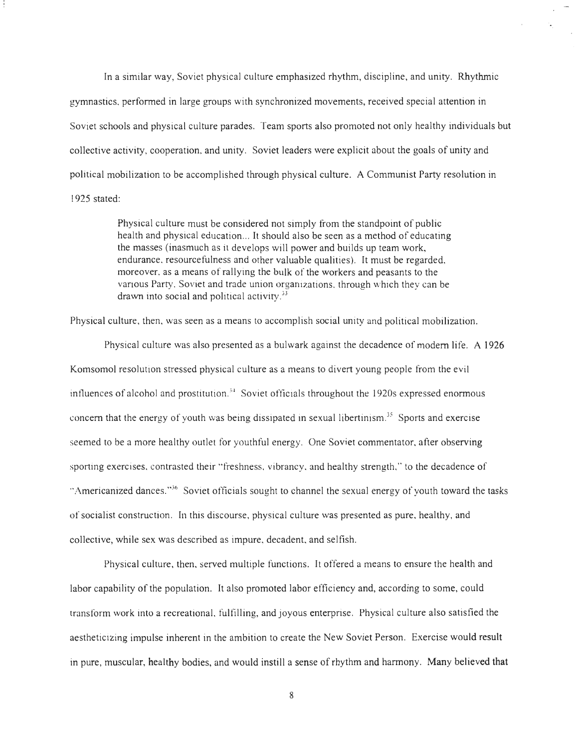In a similar way, Soviet physical culture emphasized rhythm, discipline, and unity. Rhythmic gymnastics, performed in large groups with synchronized movements, received special attention in Soviet schools and physical culture parades. Team sports also promoted not only healthy individuals but collective activity, cooperation, and unity. Soviet leaders were explicit about the goals of unity and political mobilization to be accomplished through physical culture. A Communist Party resolution in 1925 stated:

> Physical culture must be considered not simply from the standpoint of public health and physical education... It should also be seen as a method of educating the masses (inasmuch as it develops will power and builds up team work, endurance, resourcefulness and other valuable qualities). It must be regarded, moreover, as a means of rallying the bulk of the workers and peasants to the various Party, Soviet and trade union organizations, through which they can be drawn into social and political activity.[33]

Physical culture, then, was seen as a means to accomplish social unity and political mobilization.

Physical culture was also presented as a bulwark against the decadence of modern life. A 1926 Komsomol resolution stressed physical culture as a means to divert young people from the evil influences of alcohol and prostitution.[34] Soviet officials throughout the 1920s expressed enormous concern that the energy of youth was being dissipated in sexual libertinism.[35] Sports and exercise seemed to be a more healthy outlet for youthful energy. One Soviet commentator, after observing sporting exercises, contrasted their "freshness, vibrancy, and healthy strength," to the decadence of "Americanized dances."[36] Soviet officials sought to channel the sexual energy of youth toward the tasks of socialist construction. In this discourse, physical culture was presented as pure, healthy, and collective, while sex was described as impure, decadent, and selfish.

Physical culture, then, served multiple functions. It offered a means to ensure the health and labor capability of the population. It also promoted labor efficiency and, according to some, could transform work into a recreational, fulfilling, and joyous enterprise. Physical culture also satisfied the aestheticizing impulse inherent in the ambition to create the New Soviet Person. Exercise would result in pure, muscular, healthy bodies, and would instill a sense of rhythm and harmony. Many believed that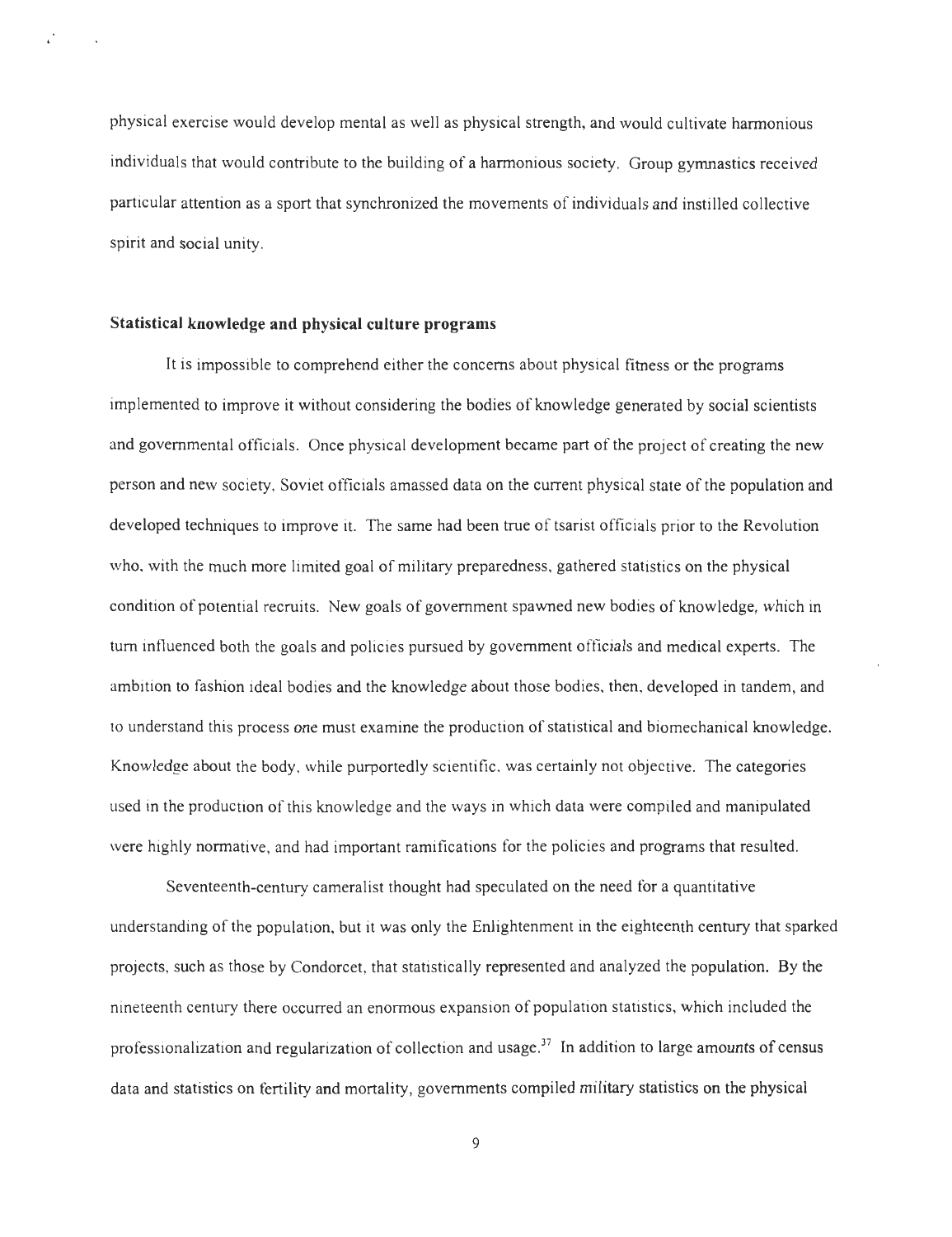physical exercise would develop mental as well as physical strength, and would cultivate harmonious individuals that would contribute to the building of a harmonious society. Group gymnastics received particular attention as a sport that synchronized the movements of individuals and instilled collective spirit and social unity.

### Statistical knowledge and physical culture programs

It is impossible to comprehend either the concerns about physical fitness or the programs implemented to improve it without considering the bodies of knowledge generated by social scientists and governmental officials. Once physical development became part of the project of creating the new person and new society, Soviet officials amassed data on the current physical state of the population and developed techniques to improve it. The same had been true of tsarist officials prior to the Revolution who, with the much more limited goal of military preparedness, gathered statistics on the physical condition of potential recruits. New goals of government spawned new bodies of knowledge, which in turn influenced both the goals and policies pursued by government officials and medical experts. The ambition to fashion ideal bodies and the knowledge about those bodies, then, developed in tandem, and to understand this process one must examine the production of statistical and biomechanical knowledge. Knowledge about the body, while purportedly scientific, was certainly not objective. The categories used in the production of this knowledge and the ways in which data were compiled and manipulated were highly normative, and had important ramifications for the policies and programs that resulted.

Seventeenth-century cameralist thought had speculated on the need for a quantitative understanding of the population, but it was only the Enlightenment in the eighteenth century that sparked projects, such as those by Condorcet, that statistically represented and analyzed the population. By the nineteenth century there occurred an enormous expansion of population statistics, which included the professionalization and regularization of collection and usage.[37] In addition to large amounts of census data and statistics on fertility and mortality, governments compiled military statistics on the physical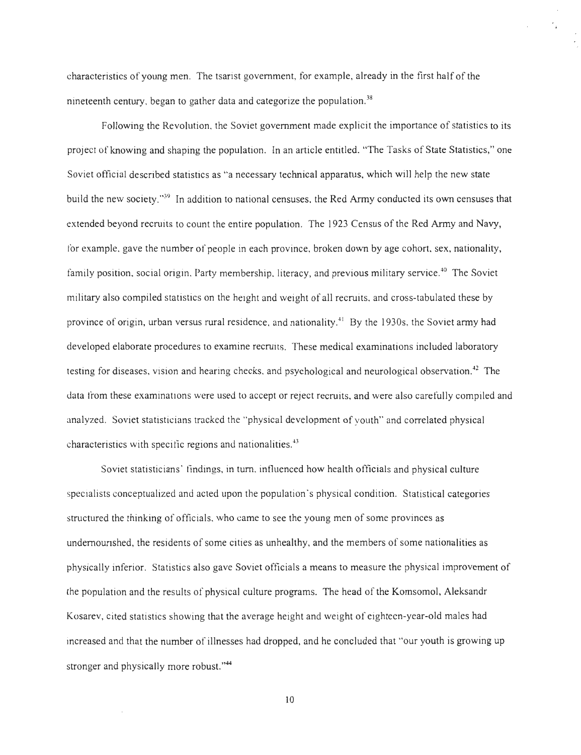characteristics of young men. The tsarist government, for example, already in the first half of the nineteenth century, began to gather data and categorize the population.[38]

Following the Revolution, the Soviet government made explicit the importance of statistics to its project of knowing and shaping the population. In an article entitled, "The Tasks of State Statistics," one Soviet official described statistics as "a necessary technical apparatus, which will help the new state build the new society."[39] In addition to national censuses, the Red Army conducted its own censuses that extended beyond recruits to count the entire population. The 1923 Census of the Red Army and Navy, for example, gave the number of people in each province, broken down by age cohort, sex, nationality, family position, social origin, Party membership, literacy, and previous military service.[40] The Soviet military also compiled statistics on the height and weight of all recruits, and cross-tabulated these by province of origin, urban versus rural residence, and nationality.[41] By the 1930s, the Soviet army had developed elaborate procedures to examine recruits. These medical examinations included laboratory testing for diseases, vision and hearing checks, and psychological and neurological observation.[42] The data from these examinations were used to accept or reject recruits, and were also carefully compiled and analyzed. Soviet statisticians tracked the "physical development of youth" and correlated physical characteristics with specific regions and nationalities.[43]

Soviet statisticians' findings, in turn, influenced how health officials and physical culture specialists conceptualized and acted upon the population's physical condition. Statistical categories structured the thinking of officials, who came to see the young men of some provinces as undernourished, the residents of some cities as unhealthy, and the members of some nationalities as physically inferior. Statistics also gave Soviet officials a means to measure the physical improvement of the population and the results of physical culture programs. The head of the Komsomol, Aleksandr Kosarev, cited statistics showing that the average height and weight of eighteen-year-old males had increased and that the number of illnesses had dropped, and he concluded that "our youth is growing up stronger and physically more robust."[44]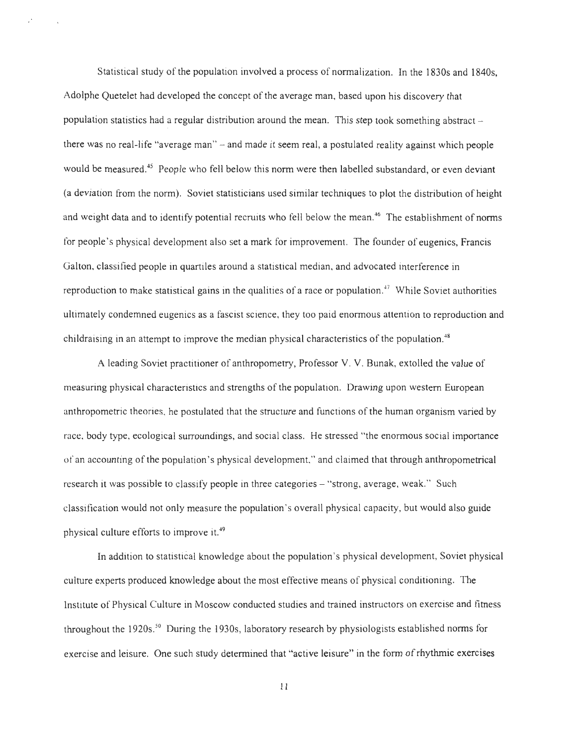Statistical study of the population involved a process of normalization. In the 1830s and 1840s, Adolphe Quetelet had developed the concept of the average man, based upon his discovery that population statistics had a regular distribution around the mean. This step took something abstract – there was no real-life "average man" – and made it seem real, a postulated reality against which people would be measured.[45] People who fell below this norm were then labelled substandard, or even deviant (a deviation from the norm). Soviet statisticians used similar techniques to plot the distribution of height and weight data and to identify potential recruits who fell below the mean.[46] The establishment of norms for people's physical development also set a mark for improvement. The founder of eugenics, Francis Galton, classified people in quartiles around a statistical median, and advocated interference in reproduction to make statistical gains in the qualities of a race or population.[47] While Soviet authorities ultimately condemned eugenics as a fascist science, they too paid enormous attention to reproduction and childraising in an attempt to improve the median physical characteristics of the population.[48]

A leading Soviet practitioner of anthropometry, Professor V. V. Bunak, extolled the value of measuring physical characteristics and strengths of the population. Drawing upon western European anthropometric theories, he postulated that the structure and functions of the human organism varied by race, body type, ecological surroundings, and social class. He stressed "the enormous social importance of an accounting of the population's physical development," and claimed that through anthropometrical research it was possible to classify people in three categories – "strong, average, weak." Such classification would not only measure the population's overall physical capacity, but would also guide physical culture efforts to improve it.[49]

In addition to statistical knowledge about the population's physical development, Soviet physical culture experts produced knowledge about the most effective means of physical conditioning. The Institute of Physical Culture in Moscow conducted studies and trained instructors on exercise and fitness throughout the 1920s.[50] During the 1930s, laboratory research by physiologists established norms for exercise and leisure. One such study determined that "active leisure" in the form of rhythmic exercises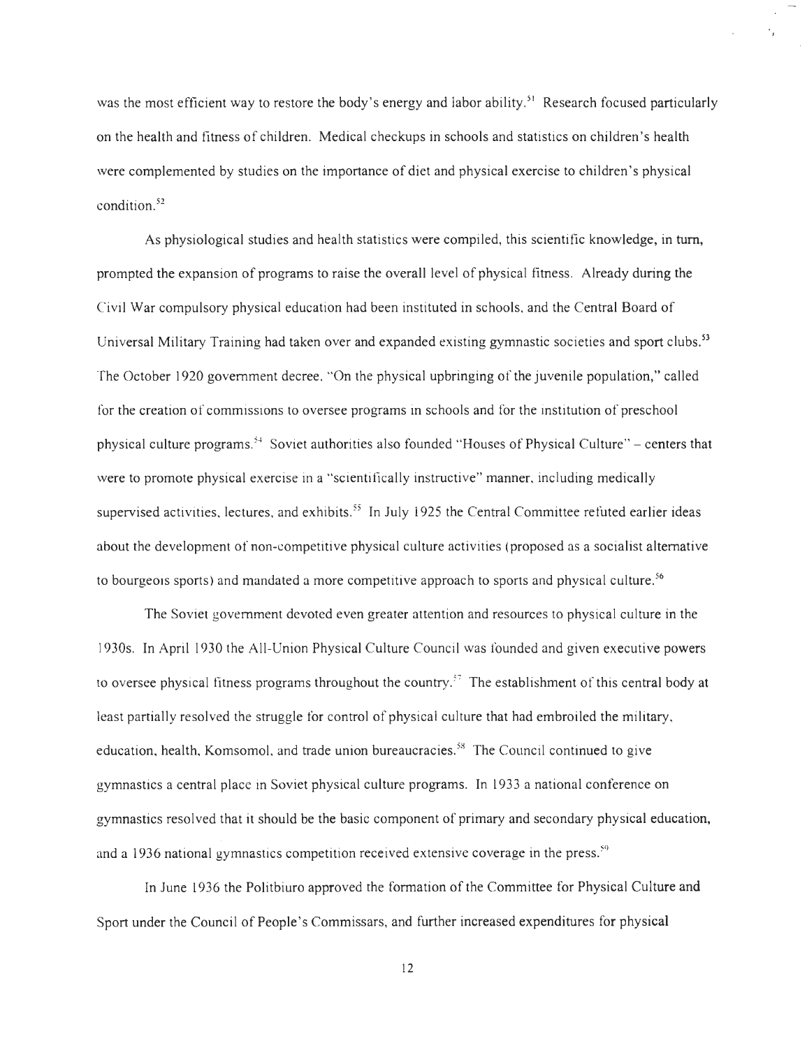was the most efficient way to restore the body's energy and labor ability.[51] Research focused particularly on the health and fitness of children. Medical checkups in schools and statistics on children's health were complemented by studies on the importance of diet and physical exercise to children's physical condition.[52]

As physiological studies and health statistics were compiled, this scientific knowledge, in turn, prompted the expansion of programs to raise the overall level of physical fitness. Already during the Civil War compulsory physical education had been instituted in schools, and the Central Board of Universal Military Training had taken over and expanded existing gymnastic societies and sport clubs.[53] The October 1920 government decree, "On the physical upbringing of the juvenile population," called for the creation of commissions to oversee programs in schools and for the institution of preschool physical culture programs.[54] Soviet authorities also founded "Houses of Physical Culture" – centers that were to promote physical exercise in a "scientifically instructive" manner, including medically supervised activities, lectures, and exhibits.[55] In July 1925 the Central Committee refuted earlier ideas about the development of non-competitive physical culture activities (proposed as a socialist alternative to bourgeois sports) and mandated a more competitive approach to sports and physical culture.[56]

The Soviet government devoted even greater attention and resources to physical culture in the 1930s. In April 1930 the All-Union Physical Culture Council was founded and given executive powers to oversee physical fitness programs throughout the country.[57] The establishment of this central body at least partially resolved the struggle for control of physical culture that had embroiled the military, education, health, Komsomol, and trade union bureaucracies.[58] The Council continued to give gymnastics a central place in Soviet physical culture programs. In 1933 a national conference on gymnastics resolved that it should be the basic component of primary and secondary physical education, and a 1936 national gymnastics competition received extensive coverage in the press.[59]

In June 1936 the Politbiuro approved the formation of the Committee for Physical Culture and Sport under the Council of People's Commissars, and further increased expenditures for physical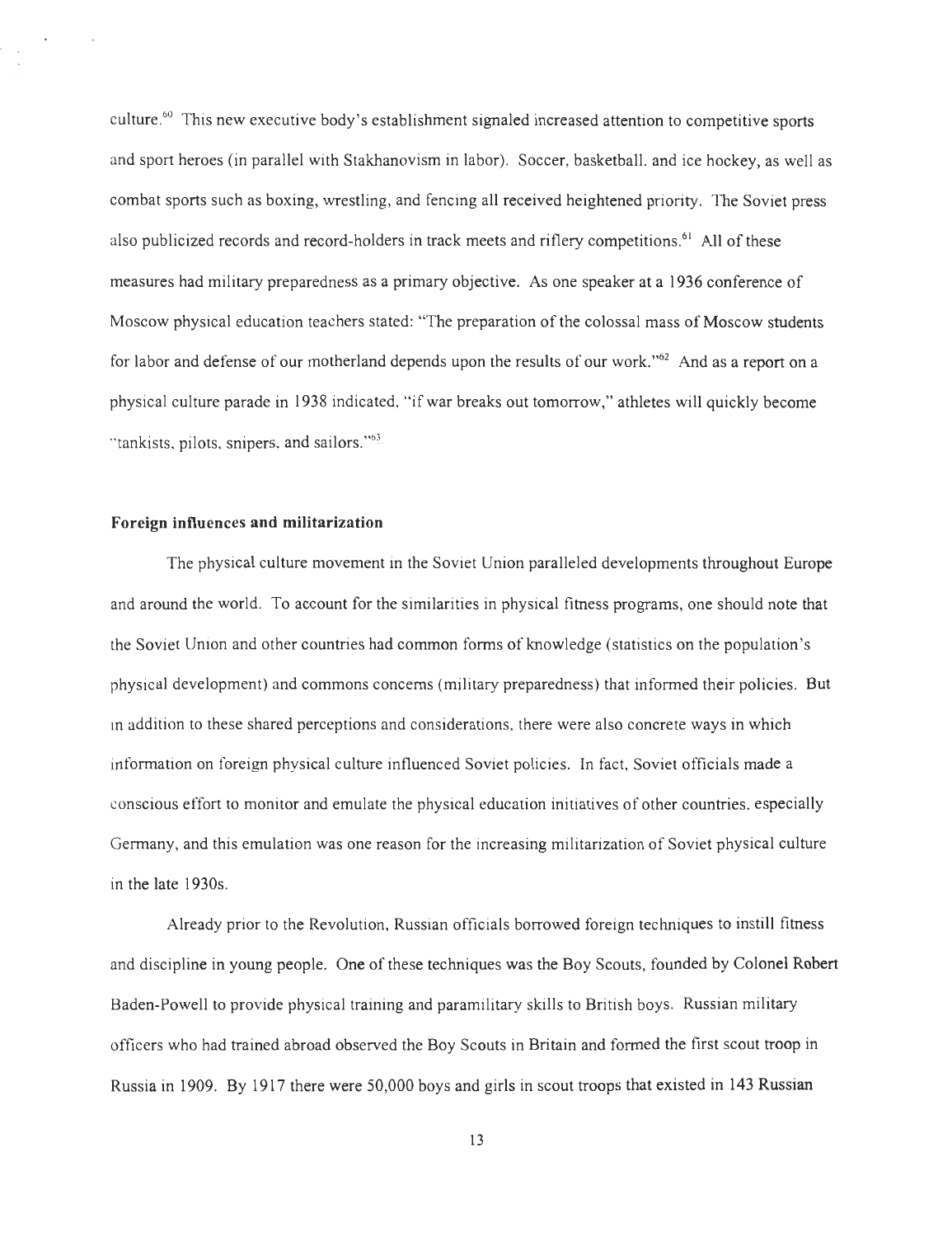culture.[60] This new executive body's establishment signaled increased attention to competitive sports and sport heroes (in parallel with Stakhanovism in labor). Soccer, basketball, and ice hockey, as well as combat sports such as boxing, wrestling, and fencing all received heightened priority. The Soviet press also publicized records and record-holders in track meets and riflery competitions.[61] All of these measures had military preparedness as a primary objective. As one speaker at a 1936 conference of Moscow physical education teachers stated: "The preparation of the colossal mass of Moscow students for labor and defense of our motherland depends upon the results of our work."[62] And as a report on a physical culture parade in 1938 indicated, "if war breaks out tomorrow," athletes will quickly become "tankists, pilots, snipers, and sailors."[63]

**Foreign influences and militarization**

The physical culture movement in the Soviet Union paralleled developments throughout Europe and around the world. To account for the similarities in physical fitness programs, one should note that the Soviet Union and other countries had common forms of knowledge (statistics on the population's physical development) and commons concerns (military preparedness) that informed their policies. But in addition to these shared perceptions and considerations, there were also concrete ways in which information on foreign physical culture influenced Soviet policies. In fact, Soviet officials made a conscious effort to monitor and emulate the physical education initiatives of other countries, especially Germany, and this emulation was one reason for the increasing militarization of Soviet physical culture in the late 1930s.

Already prior to the Revolution, Russian officials borrowed foreign techniques to instill fitness and discipline in young people. One of these techniques was the Boy Scouts, founded by Colonel Robert Baden-Powell to provide physical training and paramilitary skills to British boys. Russian military officers who had trained abroad observed the Boy Scouts in Britain and formed the first scout troop in Russia in 1909. By 1917 there were 50,000 boys and girls in scout troops that existed in 143 Russian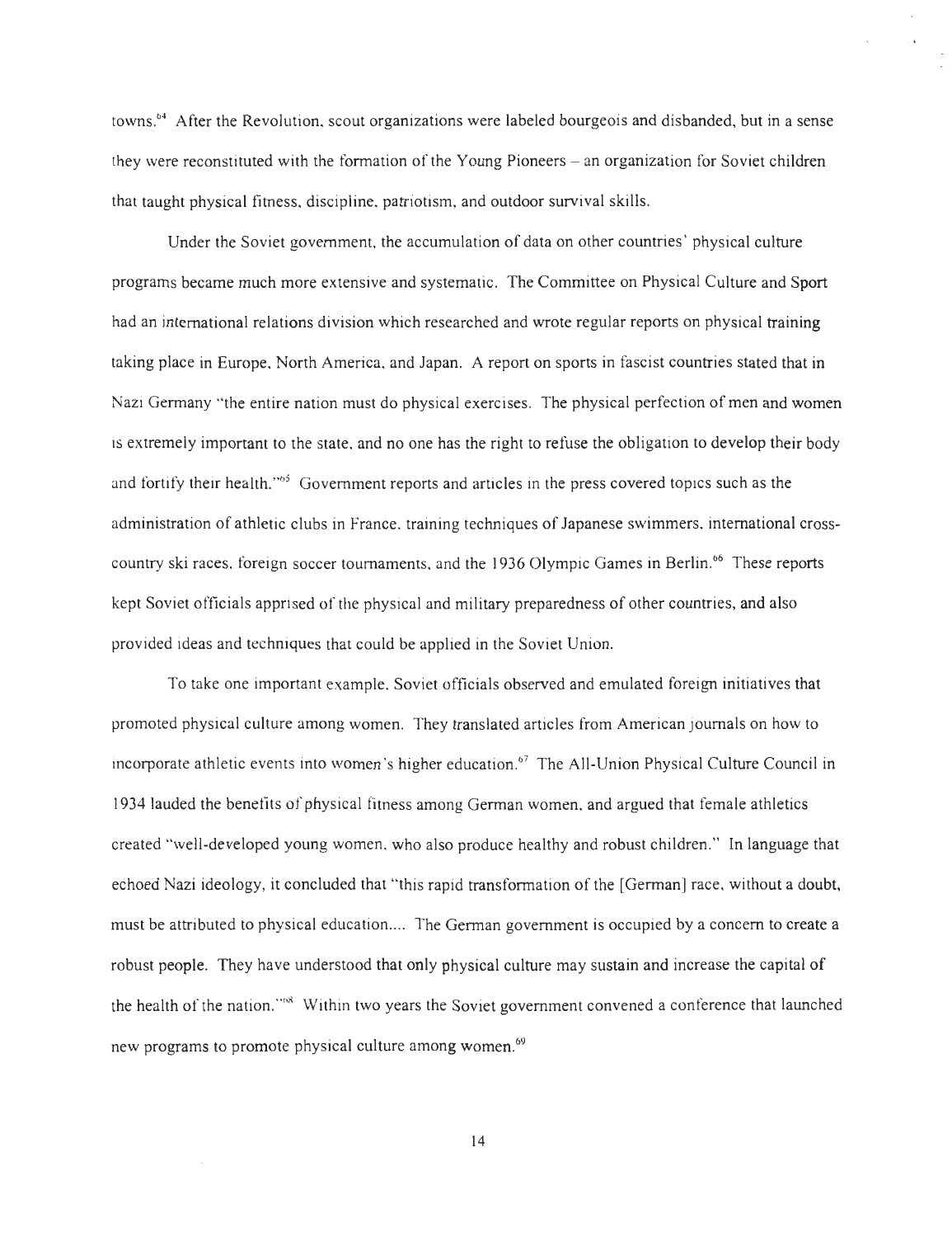towns.[64] After the Revolution, scout organizations were labeled bourgeois and disbanded, but in a sense they were reconstituted with the formation of the Young Pioneers – an organization for Soviet children that taught physical fitness, discipline, patriotism, and outdoor survival skills.

Under the Soviet government, the accumulation of data on other countries' physical culture programs became much more extensive and systematic. The Committee on Physical Culture and Sport had an international relations division which researched and wrote regular reports on physical training taking place in Europe, North America, and Japan. A report on sports in fascist countries stated that in Nazi Germany "the entire nation must do physical exercises. The physical perfection of men and women is extremely important to the state, and no one has the right to refuse the obligation to develop their body and fortify their health."[65] Government reports and articles in the press covered topics such as the administration of athletic clubs in France, training techniques of Japanese swimmers, international cross-country ski races, foreign soccer tournaments, and the 1936 Olympic Games in Berlin.[66] These reports kept Soviet officials apprised of the physical and military preparedness of other countries, and also provided ideas and techniques that could be applied in the Soviet Union.

To take one important example, Soviet officials observed and emulated foreign initiatives that promoted physical culture among women. They translated articles from American journals on how to incorporate athletic events into women's higher education.[67] The All-Union Physical Culture Council in 1934 lauded the benefits of physical fitness among German women, and argued that female athletics created "well-developed young women, who also produce healthy and robust children." In language that echoed Nazi ideology, it concluded that "this rapid transformation of the [German] race, without a doubt, must be attributed to physical education.... The German government is occupied by a concern to create a robust people. They have understood that only physical culture may sustain and increase the capital of the health of the nation."[68] Within two years the Soviet government convened a conference that launched new programs to promote physical culture among women.[69]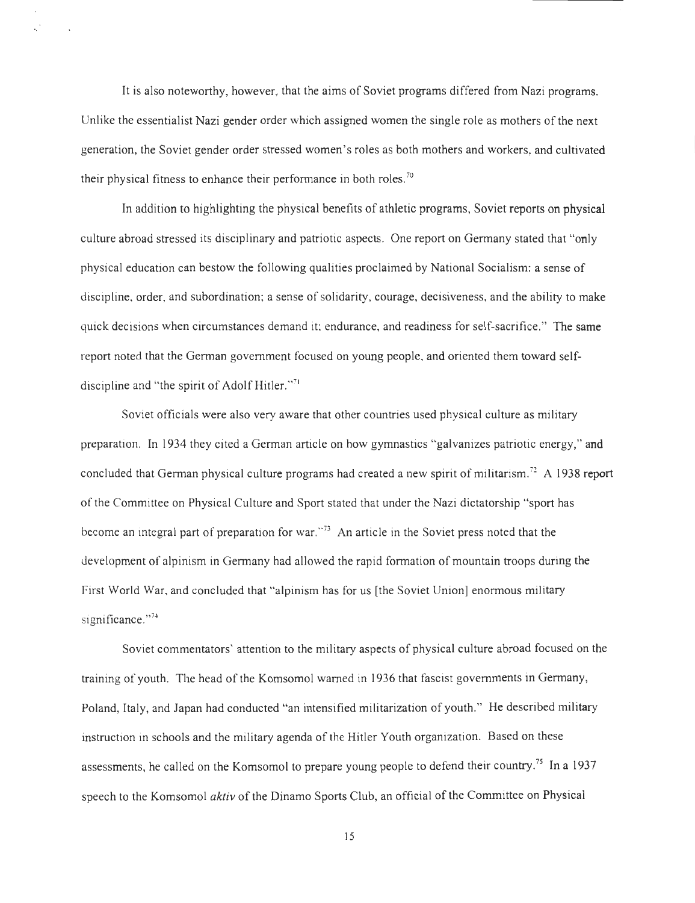It is also noteworthy, however, that the aims of Soviet programs differed from Nazi programs. Unlike the essentialist Nazi gender order which assigned women the single role as mothers of the next generation, the Soviet gender order stressed women's roles as both mothers and workers, and cultivated their physical fitness to enhance their performance in both roles.[70]

In addition to highlighting the physical benefits of athletic programs, Soviet reports on physical culture abroad stressed its disciplinary and patriotic aspects. One report on Germany stated that "only physical education can bestow the following qualities proclaimed by National Socialism: a sense of discipline, order, and subordination; a sense of solidarity, courage, decisiveness, and the ability to make quick decisions when circumstances demand it; endurance, and readiness for self-sacrifice." The same report noted that the German government focused on young people, and oriented them toward self-discipline and "the spirit of Adolf Hitler."[71]

Soviet officials were also very aware that other countries used physical culture as military preparation. In 1934 they cited a German article on how gymnastics "galvanizes patriotic energy," and concluded that German physical culture programs had created a new spirit of militarism.[72] A 1938 report of the Committee on Physical Culture and Sport stated that under the Nazi dictatorship "sport has become an integral part of preparation for war."[73] An article in the Soviet press noted that the development of alpinism in Germany had allowed the rapid formation of mountain troops during the First World War, and concluded that "alpinism has for us [the Soviet Union] enormous military significance."[74]

Soviet commentators' attention to the military aspects of physical culture abroad focused on the training of youth. The head of the Komsomol warned in 1936 that fascist governments in Germany, Poland, Italy, and Japan had conducted "an intensified militarization of youth." He described military instruction in schools and the military agenda of the Hitler Youth organization. Based on these assessments, he called on the Komsomol to prepare young people to defend their country.[75] In a 1937 speech to the Komsomol *aktiv* of the Dinamo Sports Club, an official of the Committee on Physical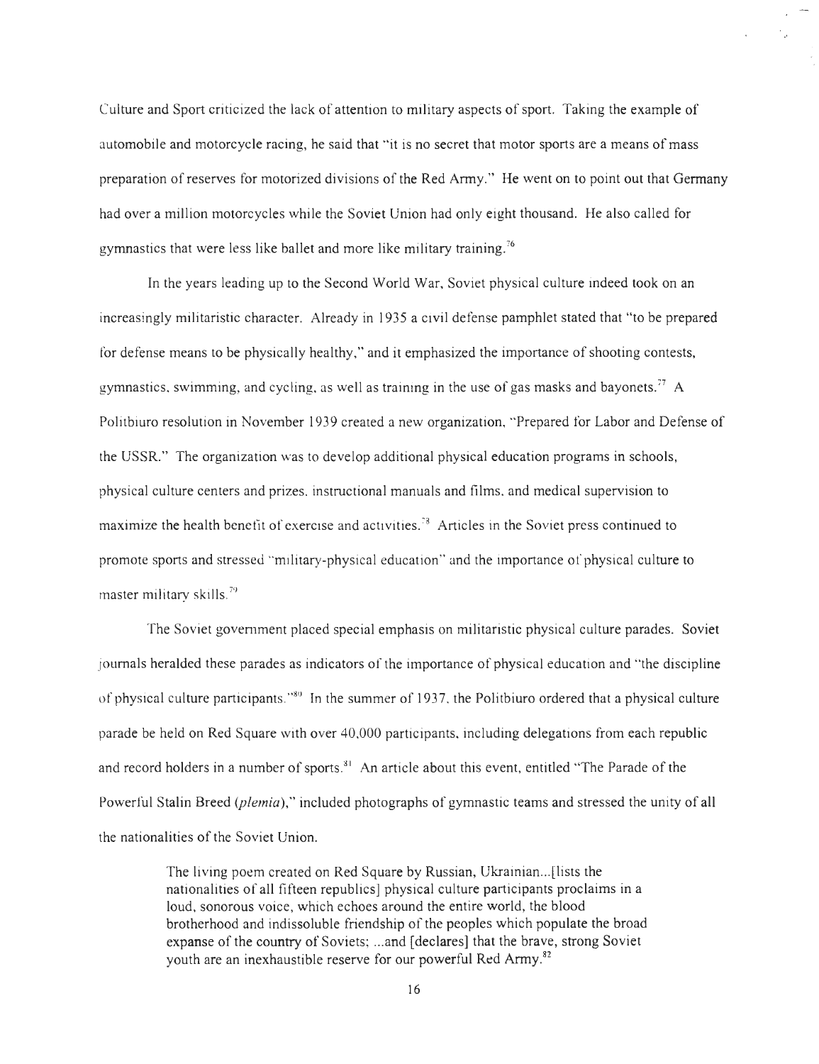Culture and Sport criticized the lack of attention to military aspects of sport. Taking the example of automobile and motorcycle racing, he said that "it is no secret that motor sports are a means of mass preparation of reserves for motorized divisions of the Red Army." He went on to point out that Germany had over a million motorcycles while the Soviet Union had only eight thousand. He also called for gymnastics that were less like ballet and more like military training.[76]

In the years leading up to the Second World War, Soviet physical culture indeed took on an increasingly militaristic character. Already in 1935 a civil defense pamphlet stated that "to be prepared for defense means to be physically healthy," and it emphasized the importance of shooting contests, gymnastics, swimming, and cycling, as well as training in the use of gas masks and bayonets.[77] A Politburo resolution in November 1939 created a new organization, "Prepared for Labor and Defense of the USSR." The organization was to develop additional physical education programs in schools, physical culture centers and prizes, instructional manuals and films, and medical supervision to maximize the health benefit of exercise and activities.[78] Articles in the Soviet press continued to promote sports and stressed "military-physical education" and the importance of physical culture to master military skills.[79]

The Soviet government placed special emphasis on militaristic physical culture parades. Soviet journals heralded these parades as indicators of the importance of physical education and "the discipline of physical culture participants."[80] In the summer of 1937, the Politburo ordered that a physical culture parade be held on Red Square with over 40,000 participants, including delegations from each republic and record holders in a number of sports.[81] An article about this event, entitled "The Parade of the Powerful Stalin Breed (*plemia*)," included photographs of gymnastic teams and stressed the unity of all the nationalities of the Soviet Union.

> The living poem created on Red Square by Russian, Ukrainian...[lists the nationalities of all fifteen republics] physical culture participants proclaims in a loud, sonorous voice, which echoes around the entire world, the blood brotherhood and indissoluble friendship of the peoples which populate the broad expanse of the country of Soviets; ...and [declares] that the brave, strong Soviet youth are an inexhaustible reserve for our powerful Red Army.[82]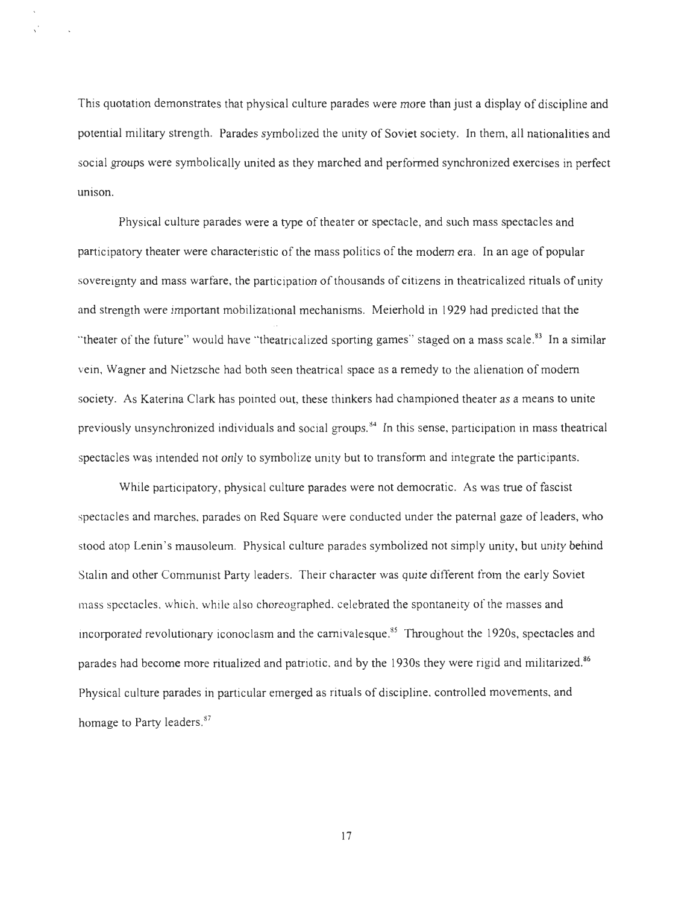This quotation demonstrates that physical culture parades were more than just a display of discipline and potential military strength. Parades symbolized the unity of Soviet society. In them, all nationalities and social groups were symbolically united as they marched and performed synchronized exercises in perfect unison.

Physical culture parades were a type of theater or spectacle, and such mass spectacles and participatory theater were characteristic of the mass politics of the modern era. In an age of popular sovereignty and mass warfare, the participation of thousands of citizens in theatricalized rituals of unity and strength were important mobilizational mechanisms. Meierhold in 1929 had predicted that the "theater of the future" would have "theatricalized sporting games" staged on a mass scale.[83] In a similar vein, Wagner and Nietzsche had both seen theatrical space as a remedy to the alienation of modern society. As Katerina Clark has pointed out, these thinkers had championed theater as a means to unite previously unsynchronized individuals and social groups.[84] In this sense, participation in mass theatrical spectacles was intended not only to symbolize unity but to transform and integrate the participants.

While participatory, physical culture parades were not democratic. As was true of fascist spectacles and marches, parades on Red Square were conducted under the paternal gaze of leaders, who stood atop Lenin's mausoleum. Physical culture parades symbolized not simply unity, but unity behind Stalin and other Communist Party leaders. Their character was quite different from the early Soviet mass spectacles, which, while also choreographed, celebrated the spontaneity of the masses and incorporated revolutionary iconoclasm and the carnivalesque.[85] Throughout the 1920s, spectacles and parades had become more ritualized and patriotic, and by the 1930s they were rigid and militarized.[86] Physical culture parades in particular emerged as rituals of discipline, controlled movements, and homage to Party leaders.[87]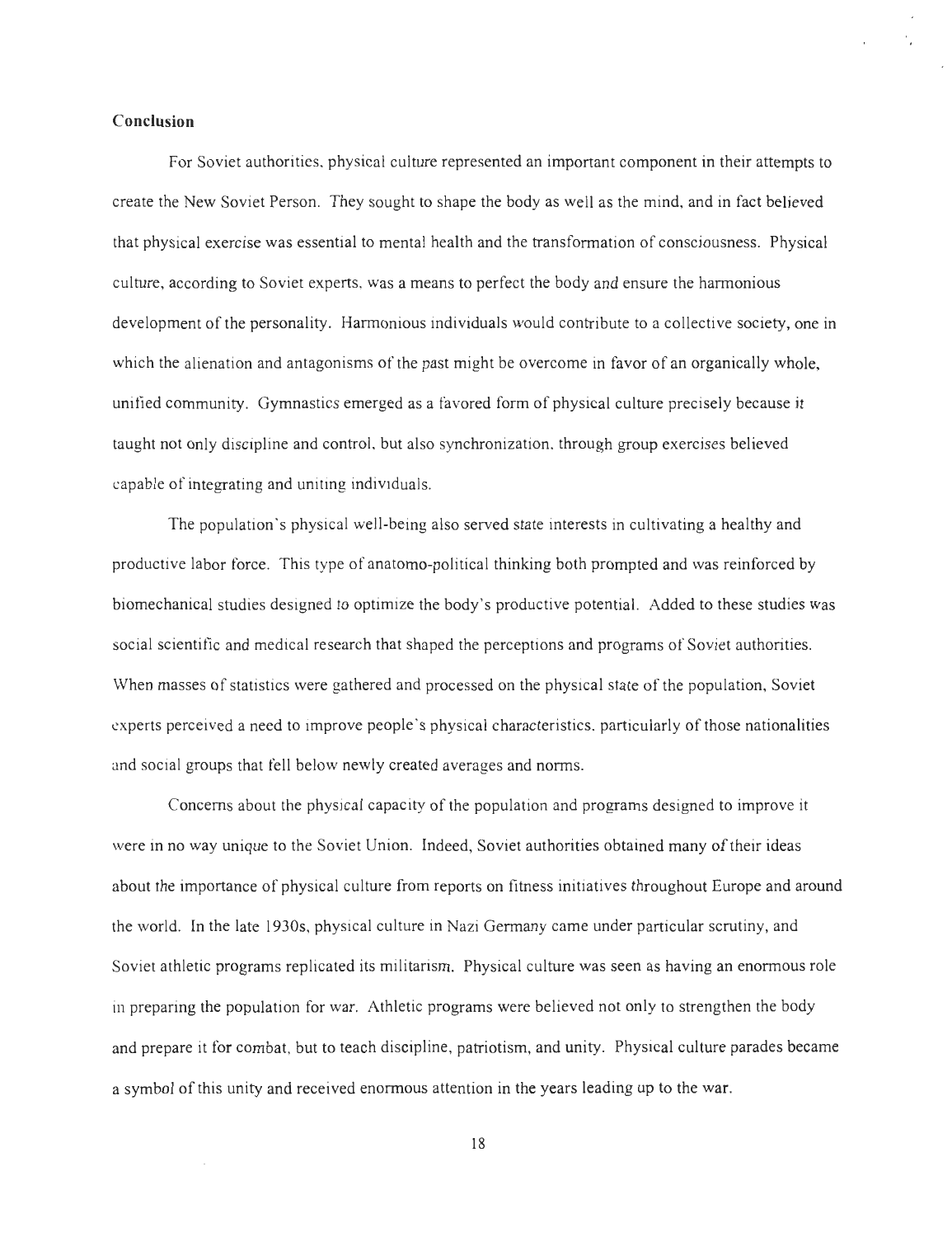## Conclusion

For Soviet authorities, physical culture represented an important component in their attempts to create the New Soviet Person. They sought to shape the body as well as the mind, and in fact believed that physical exercise was essential to mental health and the transformation of consciousness. Physical culture, according to Soviet experts, was a means to perfect the body and ensure the harmonious development of the personality. Harmonious individuals would contribute to a collective society, one in which the alienation and antagonisms of the past might be overcome in favor of an organically whole, unified community. Gymnastics emerged as a favored form of physical culture precisely because it taught not only discipline and control, but also synchronization, through group exercises believed capable of integrating and uniting individuals.

The population's physical well-being also served state interests in cultivating a healthy and productive labor force. This type of anatomo-political thinking both prompted and was reinforced by biomechanical studies designed to optimize the body's productive potential. Added to these studies was social scientific and medical research that shaped the perceptions and programs of Soviet authorities. When masses of statistics were gathered and processed on the physical state of the population, Soviet experts perceived a need to improve people's physical characteristics, particularly of those nationalities and social groups that fell below newly created averages and norms.

Concerns about the physical capacity of the population and programs designed to improve it were in no way unique to the Soviet Union. Indeed, Soviet authorities obtained many of their ideas about the importance of physical culture from reports on fitness initiatives throughout Europe and around the world. In the late 1930s, physical culture in Nazi Germany came under particular scrutiny, and Soviet athletic programs replicated its militarism. Physical culture was seen as having an enormous role in preparing the population for war. Athletic programs were believed not only to strengthen the body and prepare it for combat, but to teach discipline, patriotism, and unity. Physical culture parades became a symbol of this unity and received enormous attention in the years leading up to the war.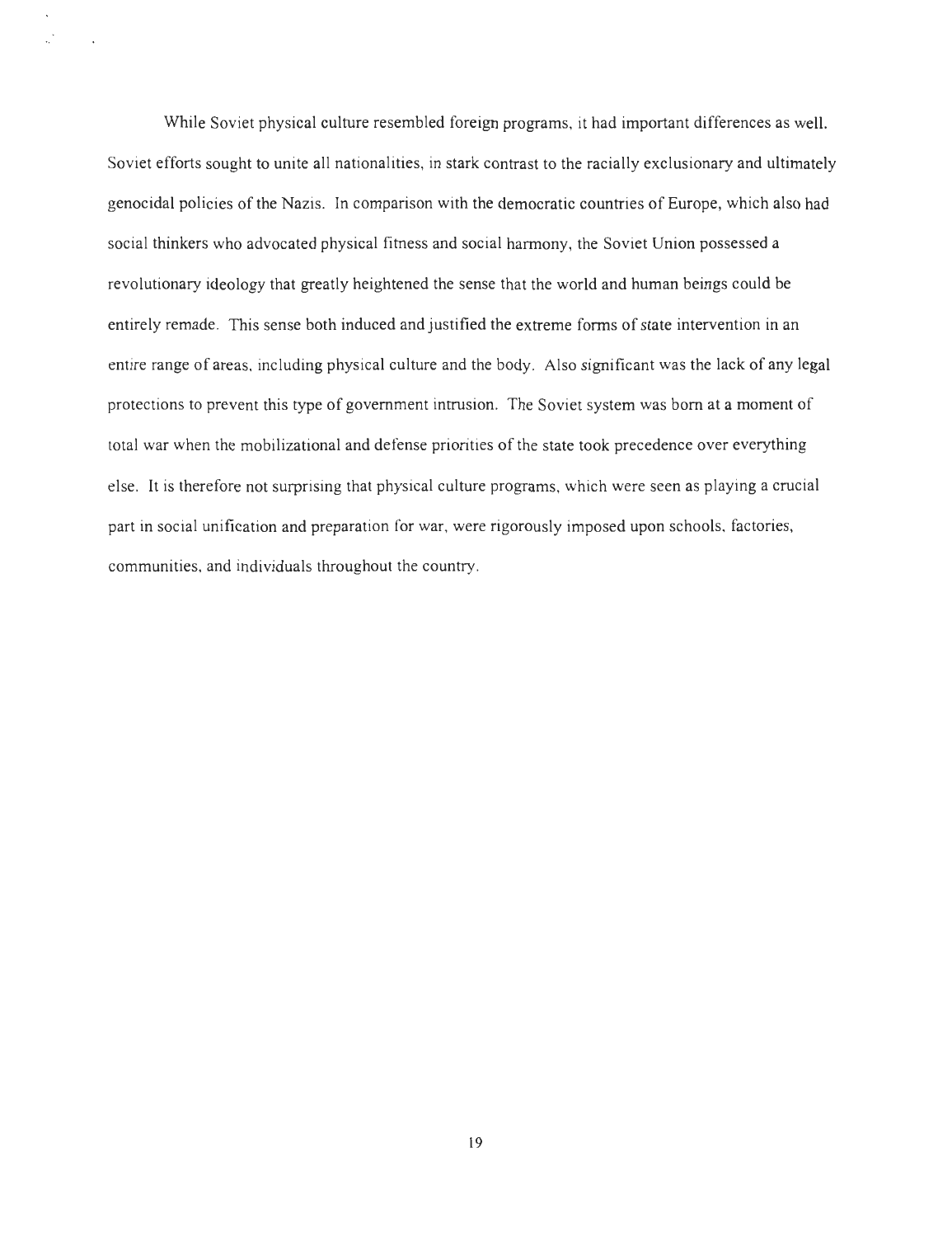While Soviet physical culture resembled foreign programs, it had important differences as well. Soviet efforts sought to unite all nationalities, in stark contrast to the racially exclusionary and ultimately genocidal policies of the Nazis. In comparison with the democratic countries of Europe, which also had social thinkers who advocated physical fitness and social harmony, the Soviet Union possessed a revolutionary ideology that greatly heightened the sense that the world and human beings could be entirely remade. This sense both induced and justified the extreme forms of state intervention in an entire range of areas, including physical culture and the body. Also significant was the lack of any legal protections to prevent this type of government intrusion. The Soviet system was born at a moment of total war when the mobilizational and defense priorities of the state took precedence over everything else. It is therefore not surprising that physical culture programs, which were seen as playing a crucial part in social unification and preparation for war, were rigorously imposed upon schools, factories, communities, and individuals throughout the country.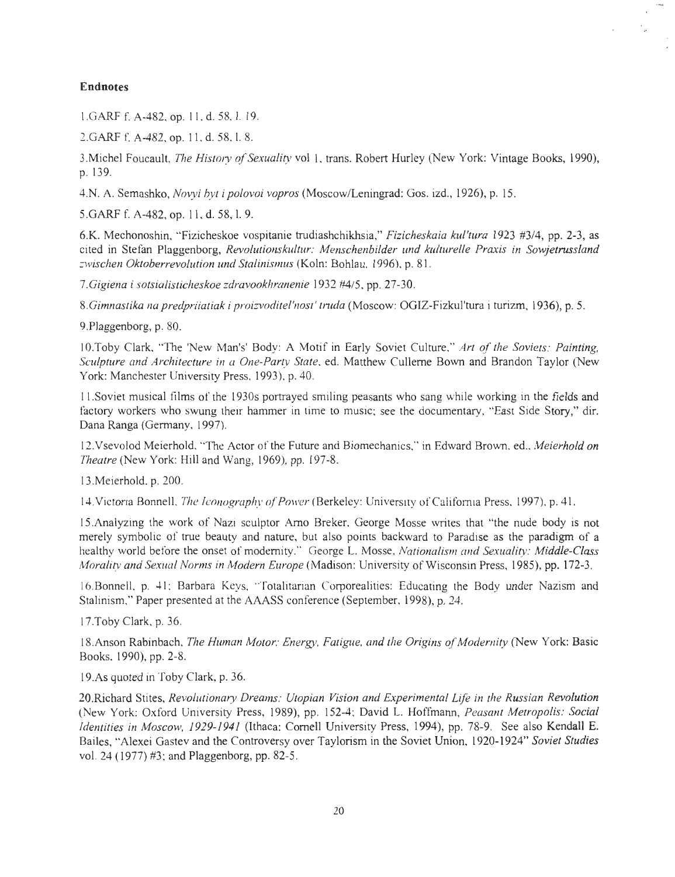**Endnotes**

1.GARF f. A-482, op. 11, d. 58, l. 19.

2.GARF f. A-482, op. 11, d. 58, l. 8.

3.Michel Foucault, *The History of Sexuality* vol 1, trans. Robert Hurley (New York: Vintage Books, 1990), p. 139.

4.N. A. Semashko, *Novyi byt i polovoi vopros* (Moscow/Leningrad: Gos. izd., 1926), p. 15.

5.GARF f. A-482, op. 11, d. 58, l. 9.

6.K. Mechonoshin, "Fizicheskoe vospitanie trudiashchikhsia," *Fizicheskaia kul'tura* 1923 #3/4, pp. 2-3, as cited in Stefan Plaggenborg, *Revolutionskultur: Menschenbilder und kulturelle Praxis in Sowjetrussland zwischen Oktoberrevolution und Stalinismus* (Koln: Bohlau, 1996), p. 81.

7.*Gigiena i sotsialisticheskoe zdravookhranenie* 1932 #4/5, pp. 27-30.

8.*Gimnastika na predpriiatiak i proizvoditel'nost' truda* (Moscow: OGIZ-Fizkul'tura i turizm, 1936), p. 5.

9.Plaggenborg, p. 80.

10.Toby Clark, "The 'New Man's' Body: A Motif in Early Soviet Culture," *Art of the Soviets: Painting, Sculpture and Architecture in a One-Party State*, ed. Matthew Cullerne Bown and Brandon Taylor (New York: Manchester University Press, 1993), p. 40.

11.Soviet musical films of the 1930s portrayed smiling peasants who sang while working in the fields and factory workers who swung their hammer in time to music; see the documentary, "East Side Story," dir. Dana Ranga (Germany, 1997).

12.Vsevolod Meierhold, "The Actor of the Future and Biomechanics," in Edward Brown, ed., *Meierhold on Theatre* (New York: Hill and Wang, 1969), pp. 197-8.

13.Meierhold, p. 200.

14.Victoria Bonnell, *The Iconography of Power* (Berkeley: University of California Press, 1997), p. 41.

15.Analyzing the work of Nazi sculptor Arno Breker, George Mosse writes that "the nude body is not merely symbolic of true beauty and nature, but also points backward to Paradise as the paradigm of a healthy world before the onset of modernity." George L. Mosse, *Nationalism and Sexuality: Middle-Class Morality and Sexual Norms in Modern Europe* (Madison: University of Wisconsin Press, 1985), pp. 172-3.

16.Bonnell, p. 41; Barbara Keys, "Totalitarian Corporealities: Educating the Body under Nazism and Stalinism," Paper presented at the AAASS conference (September, 1998), p. 24.

17.Toby Clark, p. 36.

18.Anson Rabinbach, *The Human Motor: Energy, Fatigue, and the Origins of Modernity* (New York: Basic Books, 1990), pp. 2-8.

19.As quoted in Toby Clark, p. 36.

20.Richard Stites, *Revolutionary Dreams: Utopian Vision and Experimental Life in the Russian Revolution* (New York: Oxford University Press, 1989), pp. 152-4; David L. Hoffmann, *Peasant Metropolis: Social Identities in Moscow, 1929-1941* (Ithaca: Cornell University Press, 1994), pp. 78-9. See also Kendall E. Bailes, "Alexei Gastev and the Controversy over Taylorism in the Soviet Union, 1920-1924" *Soviet Studies* vol. 24 (1977) #3; and Plaggenborg, pp. 82-5.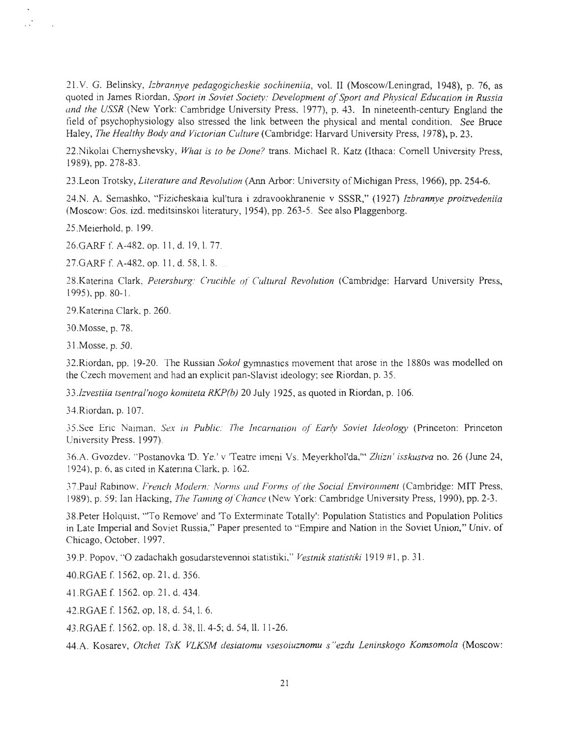21.V. G. Belinsky, *Izbrannye pedagogicheskie sochineniia*, vol. II (Moscow/Leningrad, 1948), p. 76, as quoted in James Riordan, *Sport in Soviet Society: Development of Sport and Physical Education in Russia and the USSR* (New York: Cambridge University Press, 1977), p. 43. In nineteenth-century England the field of psychophysiology also stressed the link between the physical and mental condition. See Bruce Haley, *The Healthy Body and Victorian Culture* (Cambridge: Harvard University Press, 1978), p. 23.

22.Nikolai Chernyshevsky, *What is to be Done?* trans. Michael R. Katz (Ithaca: Cornell University Press, 1989), pp. 278-83.

23.Leon Trotsky, *Literature and Revolution* (Ann Arbor: University of Michigan Press, 1966), pp. 254-6.

24.N. A. Semashko, "Fizicheskaia kul'tura i zdravookhranenie v SSSR," (1927) *Izbrannye proizvedeniia* (Moscow: Gos. izd. meditsinskoi literatury, 1954), pp. 263-5. See also Plaggenborg.

25.Meierhold, p. 199.

26.GARF f. A-482, op. 11, d. 19, l. 77.

27.GARF f. A-482, op. 11, d. 58, l. 8.

28.Katerina Clark, *Petersburg: Crucible of Cultural Revolution* (Cambridge: Harvard University Press, 1995), pp. 80-1.

29.Katerina Clark, p. 260.

30.Mosse, p. 78.

31.Mosse, p. 50.

32.Riordan, pp. 19-20. The Russian *Sokol* gymnastics movement that arose in the 1880s was modelled on the Czech movement and had an explicit pan-Slavist ideology; see Riordan, p. 35.

33.*Izvestiia tsentral'nogo komiteta RKP(b)* 20 July 1925, as quoted in Riordan, p. 106.

34.Riordan, p. 107.

35.See Eric Naiman, *Sex in Public: The Incarnation of Early Soviet Ideology* (Princeton: Princeton University Press, 1997).

36.A. Gvozdev, "Postanovka 'D. Ye.' v 'Teatre imeni Vs. Meyerkhol'da,'" *Zhizn' isskustva* no. 26 (June 24, 1924), p. 6, as cited in Katerina Clark, p. 162.

37.Paul Rabinow, *French Modern: Norms and Forms of the Social Environment* (Cambridge: MIT Press, 1989), p. 59; Ian Hacking, *The Taming of Chance* (New York: Cambridge University Press, 1990), pp. 2-3.

38.Peter Holquist, "'To Remove' and 'To Exterminate Totally': Population Statistics and Population Politics in Late Imperial and Soviet Russia," Paper presented to "Empire and Nation in the Soviet Union," Univ. of Chicago, October, 1997.

39.P. Popov, "O zadachakh gosudarstevennoi statistiki," *Vestnik statistiki* 1919 #1, p. 31.

40.RGAE f. 1562, op. 21, d. 356.

41.RGAE f. 1562, op. 21, d. 434.

42.RGAE f. 1562, op, 18, d. 54, l. 6.

43.RGAE f. 1562, op. 18, d. 38, ll. 4-5; d. 54, ll. 11-26.

44.A. Kosarev, *Otchet TsK VLKSM desiatomu vsesoiuznomu s"ezdu Leninskogo Komsomola* (Moscow: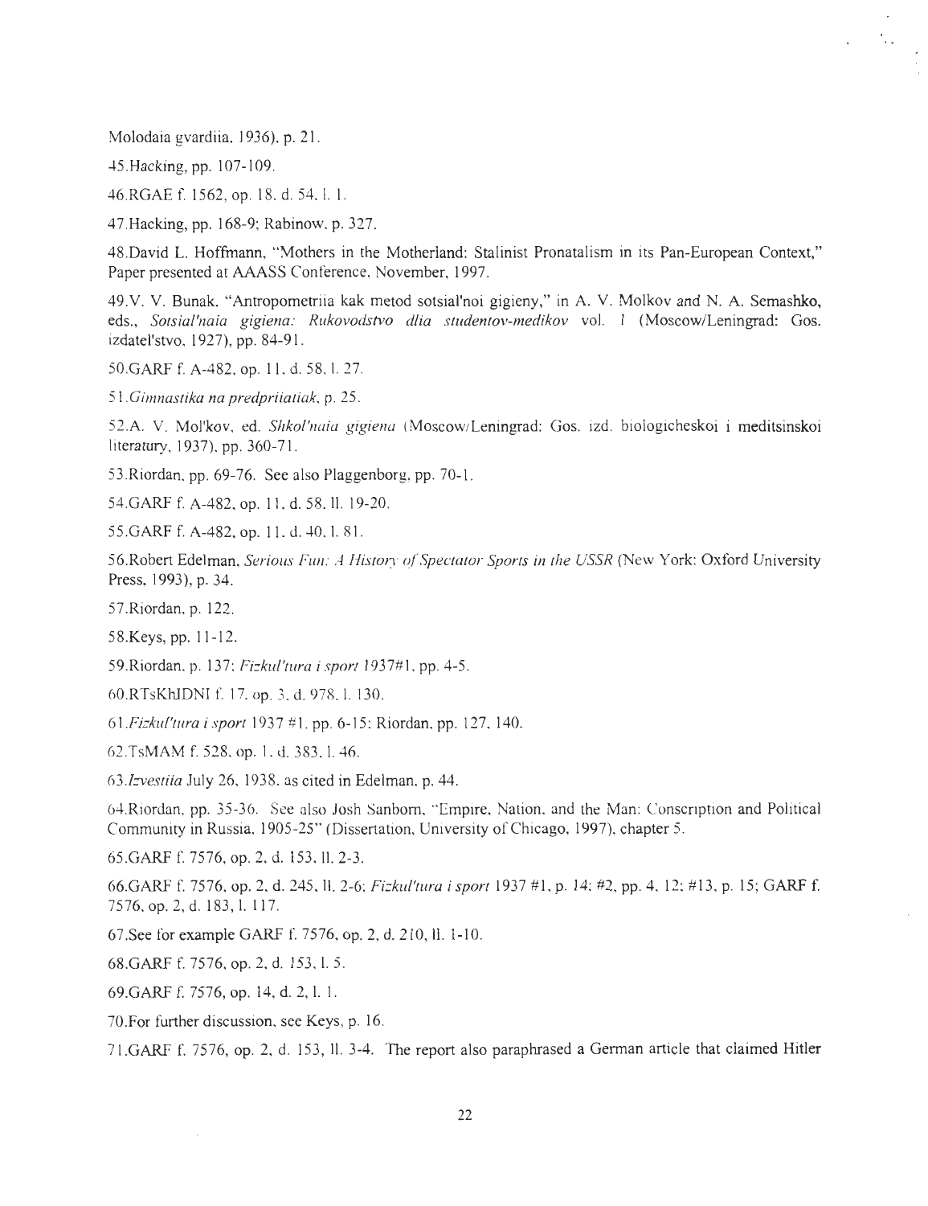Molodaia gvardiia, 1936), p. 21.

45.Hacking, pp. 107-109.

46.RGAE f. 1562, op. 18, d. 54, l. 1.

47.Hacking, pp. 168-9; Rabinow, p. 327.

48.David L. Hoffmann, "Mothers in the Motherland: Stalinist Pronatalism in its Pan-European Context," Paper presented at AAASS Conference, November, 1997.

49.V. V. Bunak, "Antropometriia kak metod sotsial'noi gigieny," in A. V. Molkov and N. A. Semashko, eds., *Sotsial'naia gigiena: Rukovodstvo dlia studentov-medikov* vol. 1 (Moscow/Leningrad: Gos. izdatel'stvo, 1927), pp. 84-91.

50.GARF f. A-482, op. 11, d. 58, l. 27.

51.*Gimnastika na predpriiatiak*, p. 25.

52.A. V. Mol'kov, ed. *Shkol'naia gigiena* (Moscow/Leningrad: Gos. izd. biologicheskoi i meditsinskoi literatury, 1937), pp. 360-71.

53.Riordan, pp. 69-76. See also Plaggenborg, pp. 70-1.

54.GARF f. A-482, op. 11, d. 58, ll. 19-20.

55.GARF f. A-482, op. 11, d. 40, l. 81.

56.Robert Edelman, *Serious Fun: A History of Spectator Sports in the USSR* (New York: Oxford University Press, 1993), p. 34.

57.Riordan, p. 122.

58.Keys, pp. 11-12.

59.Riordan, p. 137; *Fizkul'tura i sport* 1937#1, pp. 4-5.

60.RTsKhIDNI f. 17, op. 3, d. 978, l. 130.

61.*Fizkul'tura i sport* 1937 #1, pp. 6-15; Riordan, pp. 127, 140.

62.TsMAM f. 528, op. 1, d. 383, l. 46.

63.*Izvestiia* July 26, 1938, as cited in Edelman, p. 44.

64.Riordan, pp. 35-36. See also Josh Sanborn, "Empire, Nation, and the Man: Conscription and Political Community in Russia, 1905-25" (Dissertation, University of Chicago, 1997), chapter 5.

65.GARF f. 7576, op. 2, d. 153, ll. 2-3.

66.GARF f. 7576, op. 2, d. 245, ll. 2-6; *Fizkul'tura i sport* 1937 #1, p. 14; #2, pp. 4, 12; #13, p. 15; GARF f. 7576, op. 2, d. 183, l. 117.

67.See for example GARF f. 7576, op. 2, d. 210, ll. 1-10.

68.GARF f. 7576, op. 2, d. 153, l. 5.

69.GARF f. 7576, op. 14, d. 2, l. 1.

70.For further discussion, see Keys, p. 16.

71.GARF f. 7576, op. 2, d. 153, ll. 3-4. The report also paraphrased a German article that claimed Hitler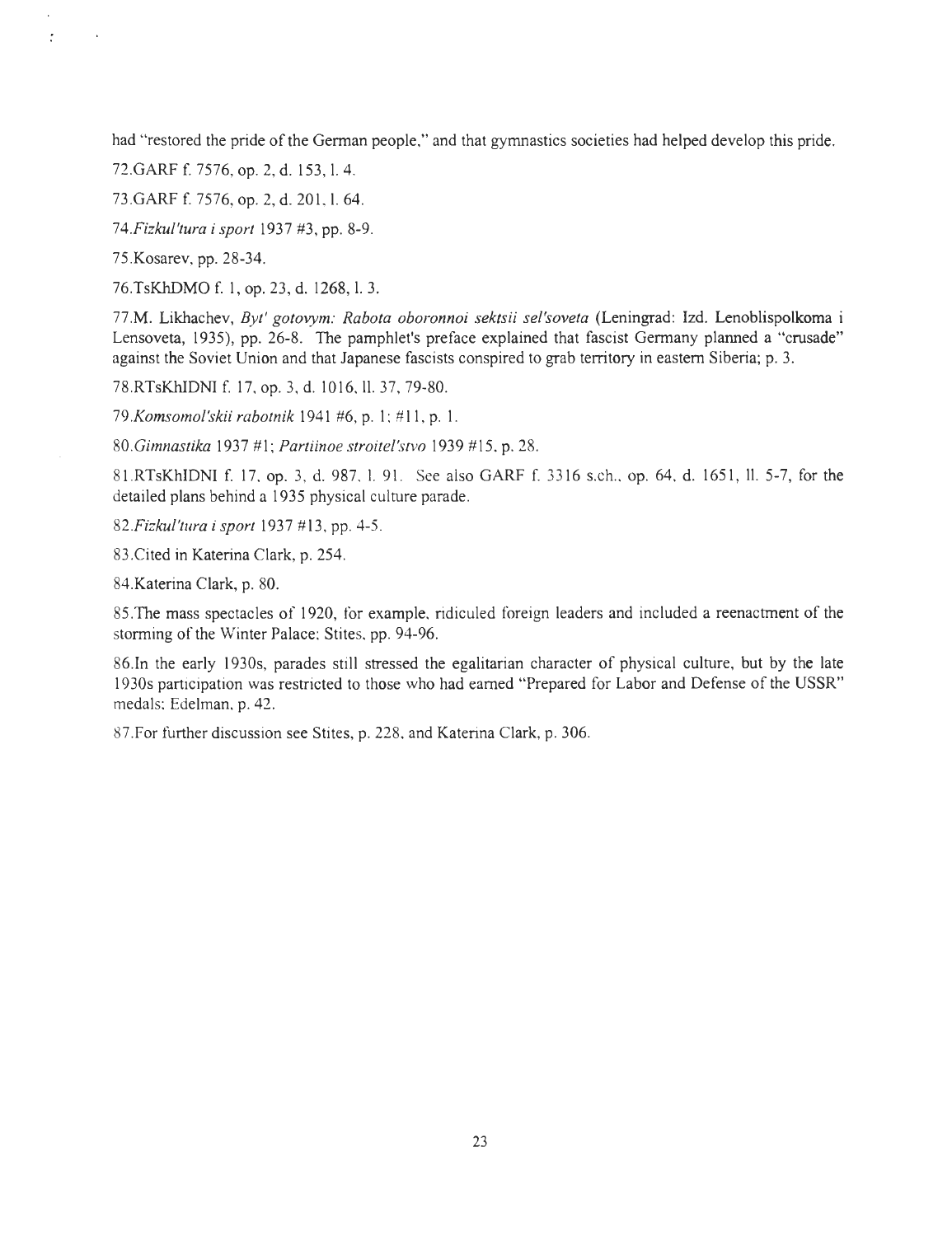had "restored the pride of the German people," and that gymnastics societies had helped develop this pride.

72.GARF f. 7576, op. 2, d. 153, l. 4.

73.GARF f. 7576, op. 2, d. 201, l. 64.

74.*Fizkul'tura i sport* 1937 #3, pp. 8-9.

75.Kosarev, pp. 28-34.

76.TsKhDMO f. 1, op. 23, d. 1268, l. 3.

77.M. Likhachev, *Byt' gotovym: Rabota oboronnoi sektsii sel'soveta* (Leningrad: Izd. Lenoblispolkoma i Lensoveta, 1935), pp. 26-8. The pamphlet's preface explained that fascist Germany planned a "crusade" against the Soviet Union and that Japanese fascists conspired to grab territory in eastern Siberia; p. 3.

78.RTsKhIDNI f. 17, op. 3, d. 1016, ll. 37, 79-80.

79.*Komsomol'skii rabotnik* 1941 #6, p. 1; #11, p. 1.

80.*Gimnastika* 1937 #1; *Partiinoe stroitel'stvo* 1939 #15, p. 28.

81.RTsKhIDNI f. 17, op. 3, d. 987, l. 91. See also GARF f. 3316 s.ch., op. 64, d. 1651, ll. 5-7, for the detailed plans behind a 1935 physical culture parade.

82.*Fizkul'tura i sport* 1937 #13, pp. 4-5.

83.Cited in Katerina Clark, p. 254.

84.Katerina Clark, p. 80.

85.The mass spectacles of 1920, for example, ridiculed foreign leaders and included a reenactment of the storming of the Winter Palace; Stites, pp. 94-96.

86.In the early 1930s, parades still stressed the egalitarian character of physical culture, but by the late 1930s participation was restricted to those who had earned "Prepared for Labor and Defense of the USSR" medals; Edelman, p. 42.

87.For further discussion see Stites, p. 228, and Katerina Clark, p. 306.